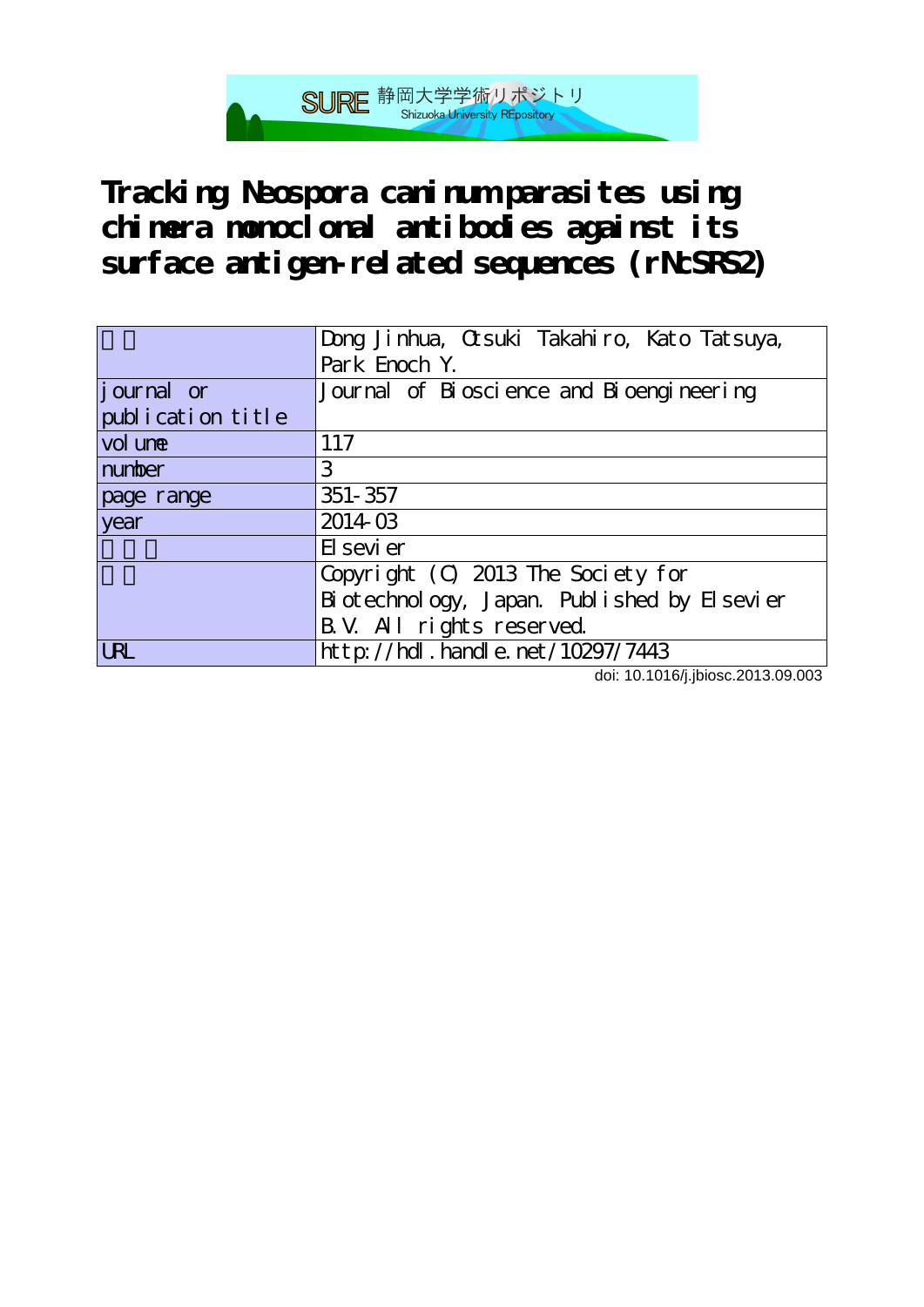SURE 静岡大学学術リポジトリ
Shizuoka University REpository

# Tracking Neospora caninum parasites using chimera monoclonal antibodies against its surface antigen-related sequences (rNcSRS2)

| | |
|---|---|
| | Dong Jinhua, Otsuki Takahiro, Kato Tatsuya, Park Enoch Y. |
| journal or publication title | Journal of Bioscience and Bioengineering |
| volume | 117 |
| number | 3 |
| page range | 351-357 |
| year | 2014-03 |
| | Elsevier |
| | Copyright (C) 2013 The Society for Biotechnology, Japan. Published by Elsevier B.V. All rights reserved. |
| URL | http://hdl.handle.net/10297/7443 |

doi: 10.1016/j.jbiosc.2013.09.003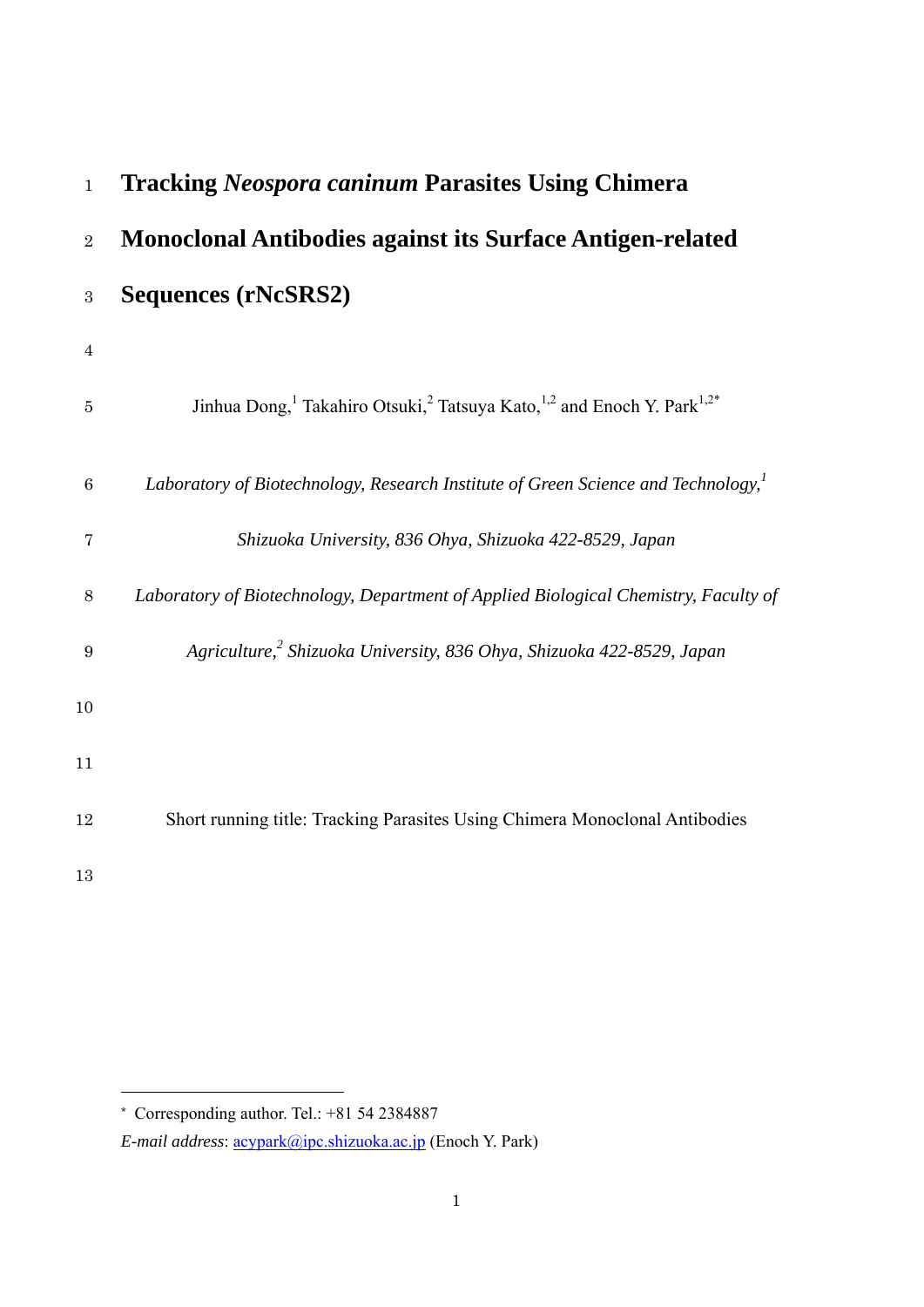# Tracking *Neospora caninum* Parasites Using Chimera Monoclonal Antibodies against its Surface Antigen-related Sequences (rNcSRS2)

Jinhua Dong,[1] Takahiro Otsuki,[2] Tatsuya Kato,[1,2] and Enoch Y. Park[1,2*]

*Laboratory of Biotechnology, Research Institute of Green Science and Technology,[1] Shizuoka University, 836 Ohya, Shizuoka 422-8529, Japan*

*Laboratory of Biotechnology, Department of Applied Biological Chemistry, Faculty of Agriculture,[2] Shizuoka University, 836 Ohya, Shizuoka 422-8529, Japan*

Short running title: Tracking Parasites Using Chimera Monoclonal Antibodies

---

[*] Corresponding author. Tel.: +81 54 2384887

*E-mail address*: acypark@ipc.shizuoka.ac.jp (Enoch Y. Park)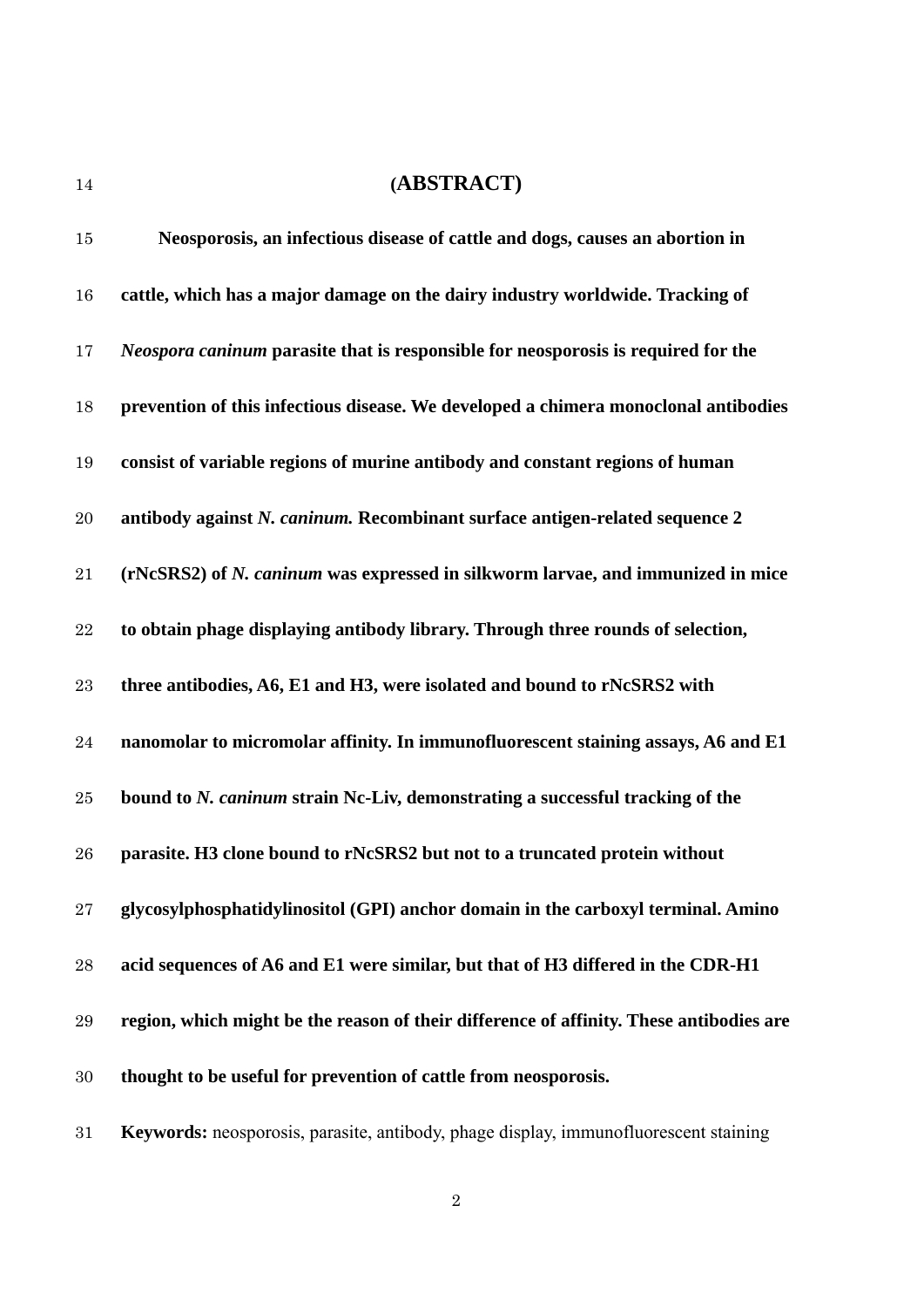# (ABSTRACT)

**Neosporosis, an infectious disease of cattle and dogs, causes an abortion in cattle, which has a major damage on the dairy industry worldwide. Tracking of *Neospora caninum* parasite that is responsible for neosporosis is required for the prevention of this infectious disease. We developed a chimera monoclonal antibodies consist of variable regions of murine antibody and constant regions of human antibody against *N. caninum.* Recombinant surface antigen-related sequence 2 (rNcSRS2) of *N. caninum* was expressed in silkworm larvae, and immunized in mice to obtain phage displaying antibody library. Through three rounds of selection, three antibodies, A6, E1 and H3, were isolated and bound to rNcSRS2 with nanomolar to micromolar affinity. In immunofluorescent staining assays, A6 and E1 bound to *N. caninum* strain Nc-Liv, demonstrating a successful tracking of the parasite. H3 clone bound to rNcSRS2 but not to a truncated protein without glycosylphosphatidylinositol (GPI) anchor domain in the carboxyl terminal. Amino acid sequences of A6 and E1 were similar, but that of H3 differed in the CDR-H1 region, which might be the reason of their difference of affinity. These antibodies are thought to be useful for prevention of cattle from neosporosis.**

**Keywords:** neosporosis, parasite, antibody, phage display, immunofluorescent staining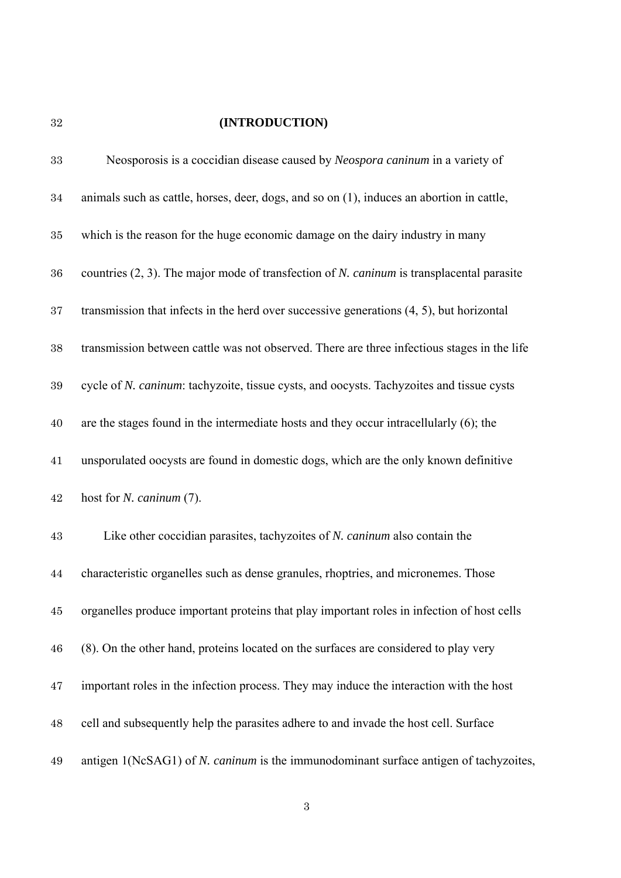## (INTRODUCTION)

Neosporosis is a coccidian disease caused by *Neospora caninum* in a variety of animals such as cattle, horses, deer, dogs, and so on (1), induces an abortion in cattle, which is the reason for the huge economic damage on the dairy industry in many countries (2, 3). The major mode of transfection of *N. caninum* is transplacental parasite transmission that infects in the herd over successive generations (4, 5), but horizontal transmission between cattle was not observed. There are three infectious stages in the life cycle of *N. caninum*: tachyzoite, tissue cysts, and oocysts. Tachyzoites and tissue cysts are the stages found in the intermediate hosts and they occur intracellularly (6); the unsporulated oocysts are found in domestic dogs, which are the only known definitive host for *N. caninum* (7).

Like other coccidian parasites, tachyzoites of *N. caninum* also contain the characteristic organelles such as dense granules, rhoptries, and micronemes. Those organelles produce important proteins that play important roles in infection of host cells (8). On the other hand, proteins located on the surfaces are considered to play very important roles in the infection process. They may induce the interaction with the host cell and subsequently help the parasites adhere to and invade the host cell. Surface antigen 1(NcSAG1) of *N. caninum* is the immunodominant surface antigen of tachyzoites,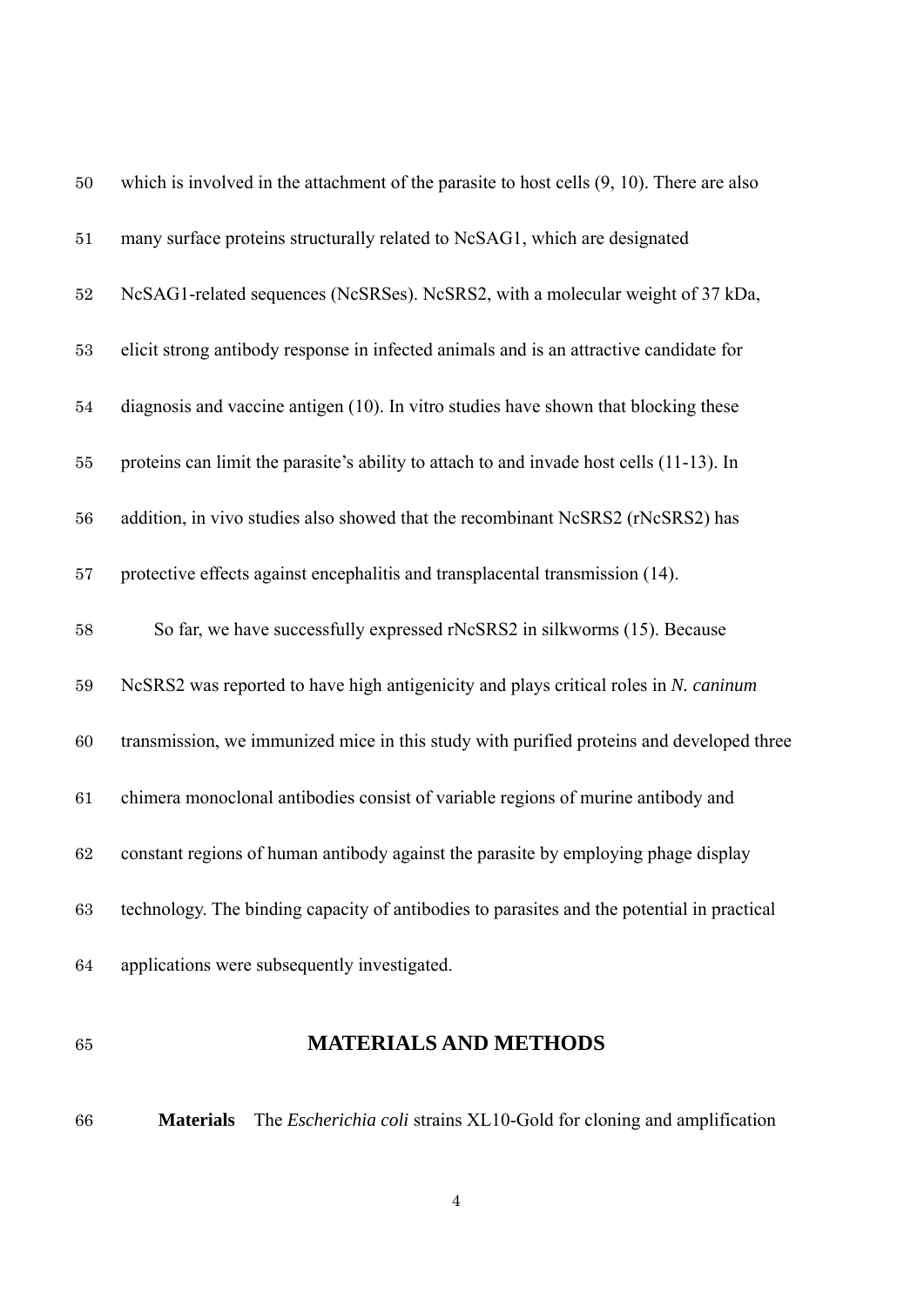which is involved in the attachment of the parasite to host cells (9, 10). There are also many surface proteins structurally related to NcSAG1, which are designated NcSAG1-related sequences (NcSRSes). NcSRS2, with a molecular weight of 37 kDa, elicit strong antibody response in infected animals and is an attractive candidate for diagnosis and vaccine antigen (10). In vitro studies have shown that blocking these proteins can limit the parasite's ability to attach to and invade host cells (11-13). In addition, in vivo studies also showed that the recombinant NcSRS2 (rNcSRS2) has protective effects against encephalitis and transplacental transmission (14).

So far, we have successfully expressed rNcSRS2 in silkworms (15). Because NcSRS2 was reported to have high antigenicity and plays critical roles in *N. caninum* transmission, we immunized mice in this study with purified proteins and developed three chimera monoclonal antibodies consist of variable regions of murine antibody and constant regions of human antibody against the parasite by employing phage display technology. The binding capacity of antibodies to parasites and the potential in practical applications were subsequently investigated.

## MATERIALS AND METHODS

**Materials** The *Escherichia coli* strains XL10-Gold for cloning and amplification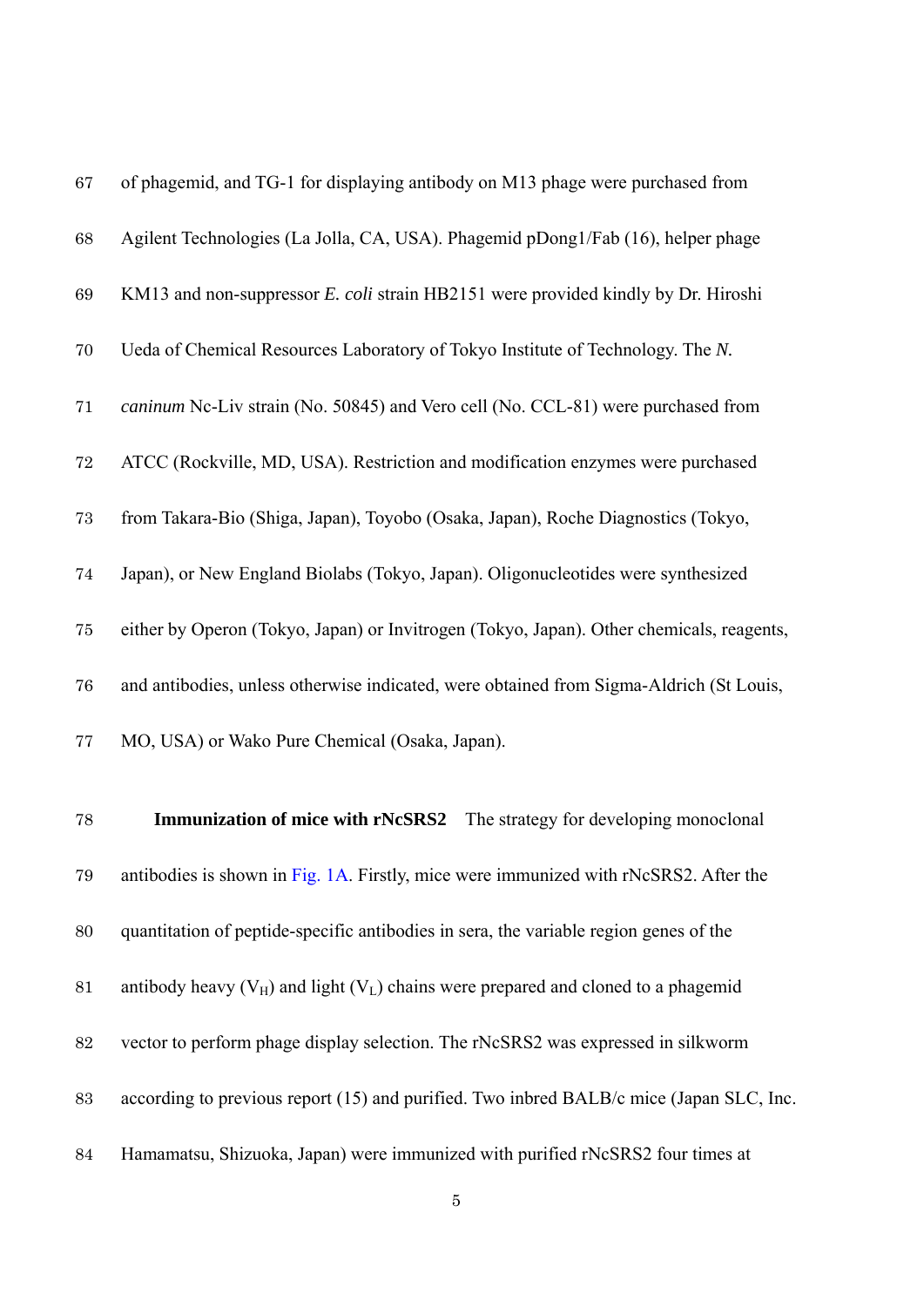of phagemid, and TG-1 for displaying antibody on M13 phage were purchased from Agilent Technologies (La Jolla, CA, USA). Phagemid pDong1/Fab (16), helper phage KM13 and non-suppressor *E. coli* strain HB2151 were provided kindly by Dr. Hiroshi Ueda of Chemical Resources Laboratory of Tokyo Institute of Technology. The *N. caninum* Nc-Liv strain (No. 50845) and Vero cell (No. CCL-81) were purchased from ATCC (Rockville, MD, USA). Restriction and modification enzymes were purchased from Takara-Bio (Shiga, Japan), Toyobo (Osaka, Japan), Roche Diagnostics (Tokyo, Japan), or New England Biolabs (Tokyo, Japan). Oligonucleotides were synthesized either by Operon (Tokyo, Japan) or Invitrogen (Tokyo, Japan). Other chemicals, reagents, and antibodies, unless otherwise indicated, were obtained from Sigma-Aldrich (St Louis, MO, USA) or Wako Pure Chemical (Osaka, Japan).

**Immunization of mice with rNcSRS2** The strategy for developing monoclonal antibodies is shown in Fig. 1A. Firstly, mice were immunized with rNcSRS2. After the quantitation of peptide-specific antibodies in sera, the variable region genes of the antibody heavy ($V_H$) and light ($V_L$) chains were prepared and cloned to a phagemid vector to perform phage display selection. The rNcSRS2 was expressed in silkworm according to previous report (15) and purified. Two inbred BALB/c mice (Japan SLC, Inc. Hamamatsu, Shizuoka, Japan) were immunized with purified rNcSRS2 four times at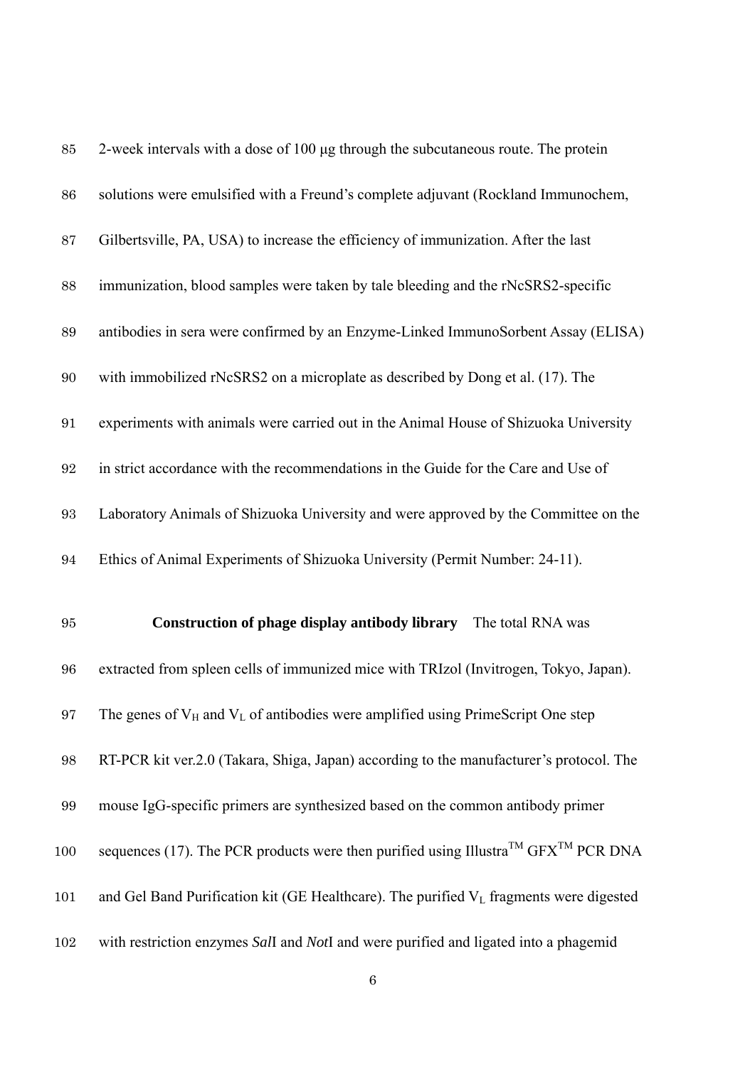2-week intervals with a dose of 100 μg through the subcutaneous route. The protein solutions were emulsified with a Freund's complete adjuvant (Rockland Immunochem, Gilbertsville, PA, USA) to increase the efficiency of immunization. After the last immunization, blood samples were taken by tale bleeding and the rNcSRS2-specific antibodies in sera were confirmed by an Enzyme-Linked ImmunoSorbent Assay (ELISA) with immobilized rNcSRS2 on a microplate as described by Dong et al. (17). The experiments with animals were carried out in the Animal House of Shizuoka University in strict accordance with the recommendations in the Guide for the Care and Use of Laboratory Animals of Shizuoka University and were approved by the Committee on the Ethics of Animal Experiments of Shizuoka University (Permit Number: 24-11).

**Construction of phage display antibody library** The total RNA was extracted from spleen cells of immunized mice with TRIzol (Invitrogen, Tokyo, Japan). The genes of $V_H$ and $V_L$ of antibodies were amplified using PrimeScript One step RT-PCR kit ver.2.0 (Takara, Shiga, Japan) according to the manufacturer's protocol. The mouse IgG-specific primers are synthesized based on the common antibody primer sequences (17). The PCR products were then purified using Illustra™ GFX™ PCR DNA and Gel Band Purification kit (GE Healthcare). The purified $V_L$ fragments were digested with restriction enzymes *Sal*I and *Not*I and were purified and ligated into a phagemid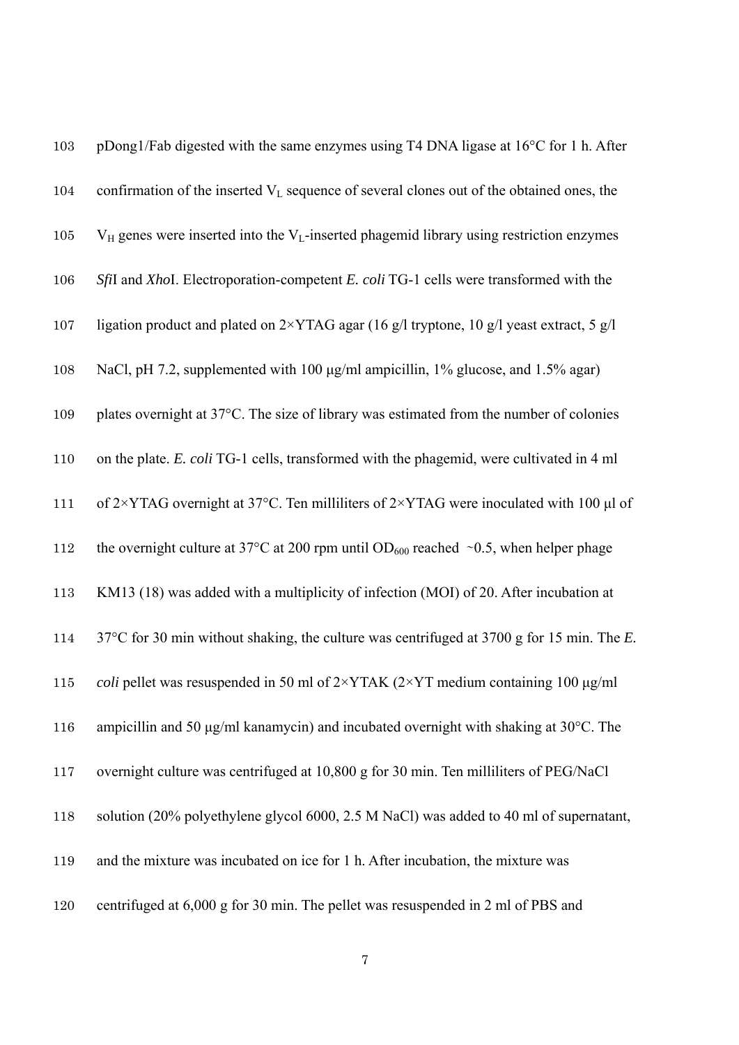pDong1/Fab digested with the same enzymes using T4 DNA ligase at 16°C for 1 h. After confirmation of the inserted $V_L$ sequence of several clones out of the obtained ones, the $V_H$ genes were inserted into the $V_L$-inserted phagemid library using restriction enzymes *Sfi*I and *Xho*I. Electroporation-competent *E. coli* TG-1 cells were transformed with the ligation product and plated on 2×YTAG agar (16 g/l tryptone, 10 g/l yeast extract, 5 g/l NaCl, pH 7.2, supplemented with 100 μg/ml ampicillin, 1% glucose, and 1.5% agar) plates overnight at 37°C. The size of library was estimated from the number of colonies on the plate. *E. coli* TG-1 cells, transformed with the phagemid, were cultivated in 4 ml of 2×YTAG overnight at 37°C. Ten milliliters of 2×YTAG were inoculated with 100 μl of the overnight culture at 37°C at 200 rpm until $OD_{600}$ reached ~0.5, when helper phage KM13 (18) was added with a multiplicity of infection (MOI) of 20. After incubation at 37°C for 30 min without shaking, the culture was centrifuged at 3700 g for 15 min. The *E. coli* pellet was resuspended in 50 ml of 2×YTAK (2×YT medium containing 100 μg/ml ampicillin and 50 μg/ml kanamycin) and incubated overnight with shaking at 30°C. The overnight culture was centrifuged at 10,800 g for 30 min. Ten milliliters of PEG/NaCl solution (20% polyethylene glycol 6000, 2.5 M NaCl) was added to 40 ml of supernatant, and the mixture was incubated on ice for 1 h. After incubation, the mixture was centrifuged at 6,000 g for 30 min. The pellet was resuspended in 2 ml of PBS and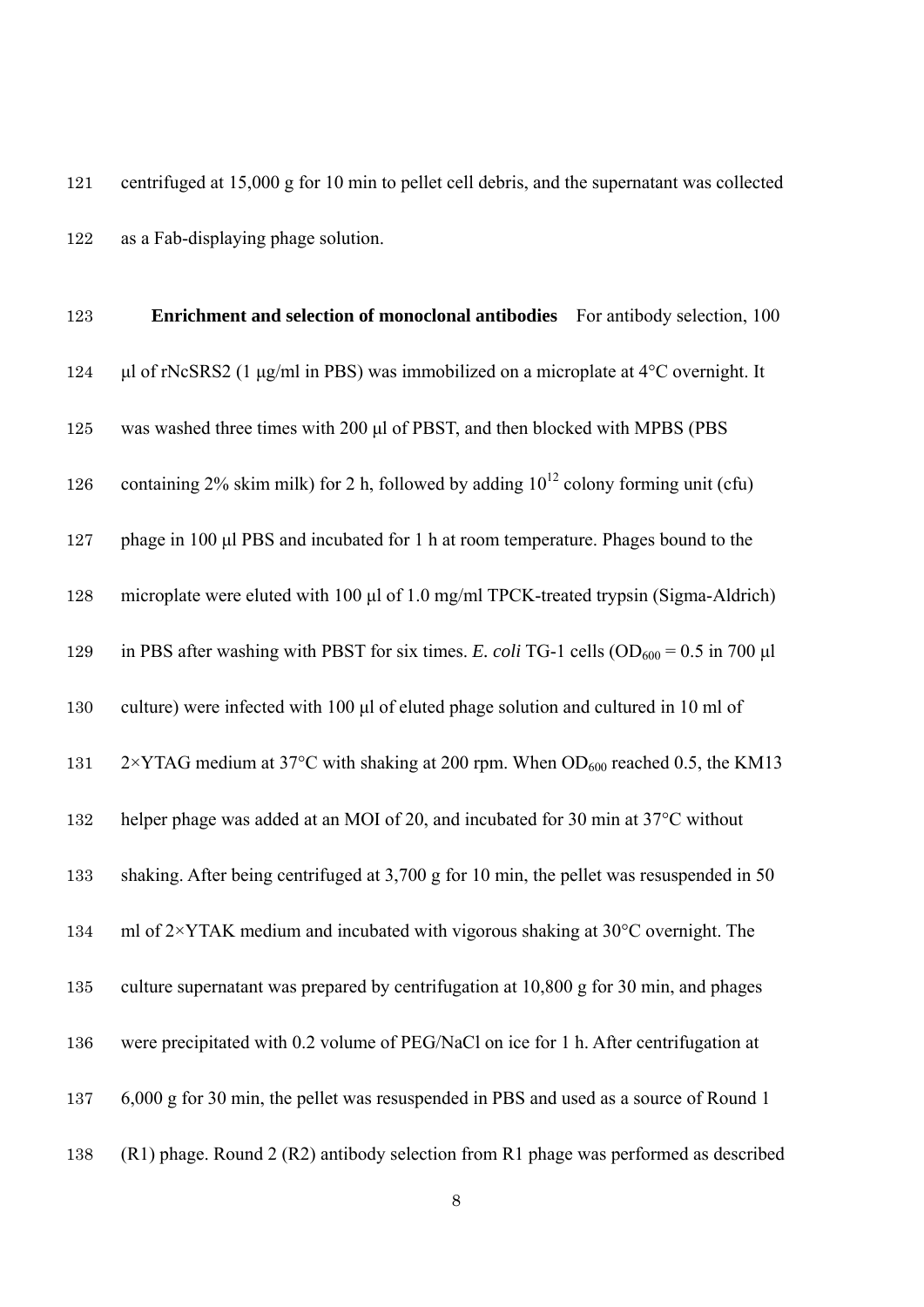centrifuged at 15,000 g for 10 min to pellet cell debris, and the supernatant was collected as a Fab-displaying phage solution.

**Enrichment and selection of monoclonal antibodies** For antibody selection, 100 μl of rNcSRS2 (1 μg/ml in PBS) was immobilized on a microplate at 4°C overnight. It was washed three times with 200 μl of PBST, and then blocked with MPBS (PBS containing 2% skim milk) for 2 h, followed by adding $10^{12}$ colony forming unit (cfu) phage in 100 μl PBS and incubated for 1 h at room temperature. Phages bound to the microplate were eluted with 100 μl of 1.0 mg/ml TPCK-treated trypsin (Sigma-Aldrich) in PBS after washing with PBST for six times. *E. coli* TG-1 cells ($OD_{600}$ = 0.5 in 700 μl culture) were infected with 100 μl of eluted phage solution and cultured in 10 ml of 2×YTAG medium at 37°C with shaking at 200 rpm. When $OD_{600}$ reached 0.5, the KM13 helper phage was added at an MOI of 20, and incubated for 30 min at 37°C without shaking. After being centrifuged at 3,700 g for 10 min, the pellet was resuspended in 50 ml of 2×YTAK medium and incubated with vigorous shaking at 30°C overnight. The culture supernatant was prepared by centrifugation at 10,800 g for 30 min, and phages were precipitated with 0.2 volume of PEG/NaCl on ice for 1 h. After centrifugation at 6,000 g for 30 min, the pellet was resuspended in PBS and used as a source of Round 1 (R1) phage. Round 2 (R2) antibody selection from R1 phage was performed as described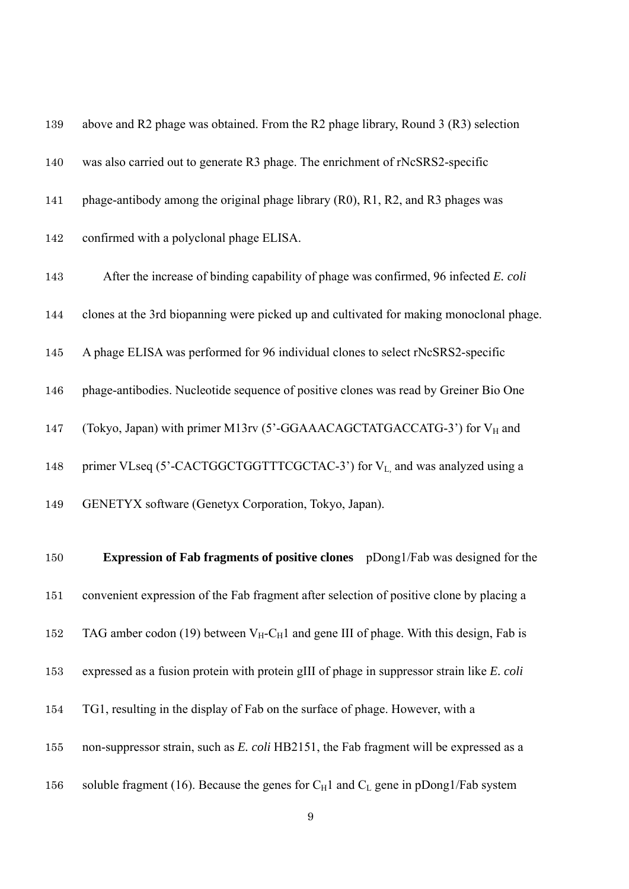above and R2 phage was obtained. From the R2 phage library, Round 3 (R3) selection was also carried out to generate R3 phage. The enrichment of rNcSRS2-specific phage-antibody among the original phage library (R0), R1, R2, and R3 phages was confirmed with a polyclonal phage ELISA.

After the increase of binding capability of phage was confirmed, 96 infected *E. coli* clones at the 3rd biopanning were picked up and cultivated for making monoclonal phage. A phage ELISA was performed for 96 individual clones to select rNcSRS2-specific phage-antibodies. Nucleotide sequence of positive clones was read by Greiner Bio One (Tokyo, Japan) with primer M13rv (5'-GGAAACAGCTATGACCATG-3') for $V_H$ and primer VLseq (5'-CACTGGCTGGTTTCGCTAC-3') for $V_L$, and was analyzed using a GENETYX software (Genetyx Corporation, Tokyo, Japan).

**Expression of Fab fragments of positive clones** pDong1/Fab was designed for the convenient expression of the Fab fragment after selection of positive clone by placing a TAG amber codon (19) between $V_H$-$C_H1$ and gene III of phage. With this design, Fab is expressed as a fusion protein with protein gIII of phage in suppressor strain like *E. coli* TG1, resulting in the display of Fab on the surface of phage. However, with a non-suppressor strain, such as *E. coli* HB2151, the Fab fragment will be expressed as a soluble fragment (16). Because the genes for $C_H1$ and $C_L$ gene in pDong1/Fab system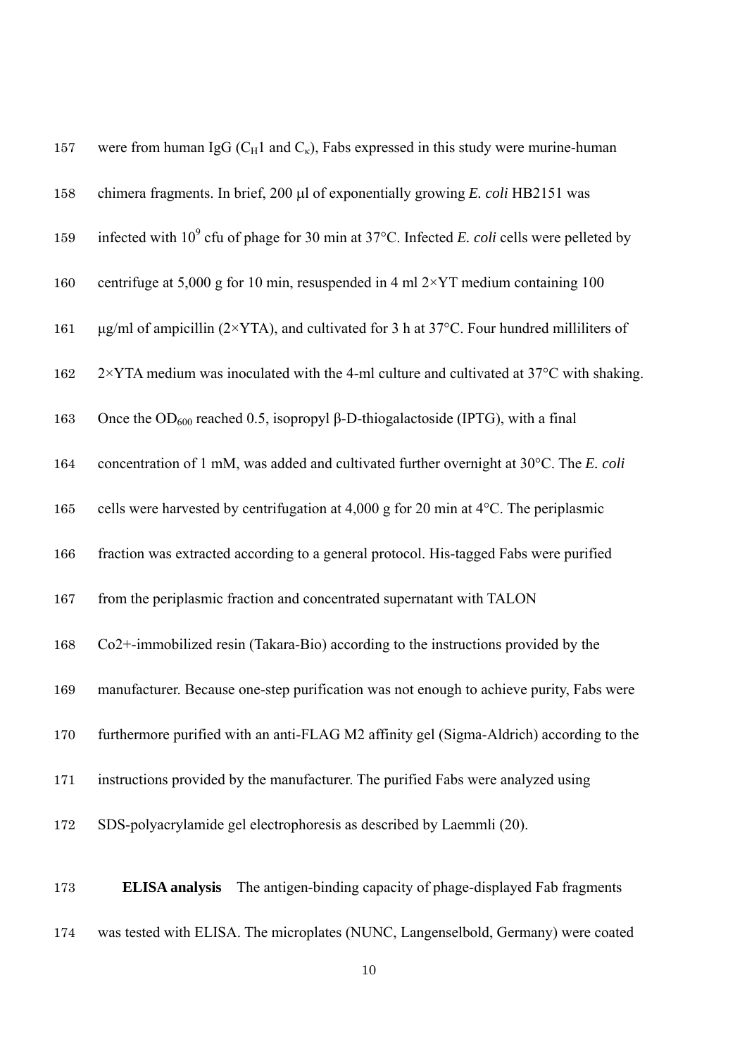were from human IgG ($C_H1$ and $C_\kappa$), Fabs expressed in this study were murine-human chimera fragments. In brief, 200 μl of exponentially growing *E. coli* HB2151 was infected with $10^9$ cfu of phage for 30 min at 37°C. Infected *E. coli* cells were pelleted by centrifuge at 5,000 g for 10 min, resuspended in 4 ml 2×YT medium containing 100 μg/ml of ampicillin (2×YTA), and cultivated for 3 h at 37°C. Four hundred milliliters of 2×YTA medium was inoculated with the 4-ml culture and cultivated at 37°C with shaking. Once the $OD_{600}$ reached 0.5, isopropyl β-D-thiogalactoside (IPTG), with a final concentration of 1 mM, was added and cultivated further overnight at 30°C. The *E. coli* cells were harvested by centrifugation at 4,000 g for 20 min at 4°C. The periplasmic fraction was extracted according to a general protocol. His-tagged Fabs were purified from the periplasmic fraction and concentrated supernatant with TALON Co2+-immobilized resin (Takara-Bio) according to the instructions provided by the manufacturer. Because one-step purification was not enough to achieve purity, Fabs were furthermore purified with an anti-FLAG M2 affinity gel (Sigma-Aldrich) according to the instructions provided by the manufacturer. The purified Fabs were analyzed using SDS-polyacrylamide gel electrophoresis as described by Laemmli (20).

**ELISA analysis** The antigen-binding capacity of phage-displayed Fab fragments was tested with ELISA. The microplates (NUNC, Langenselbold, Germany) were coated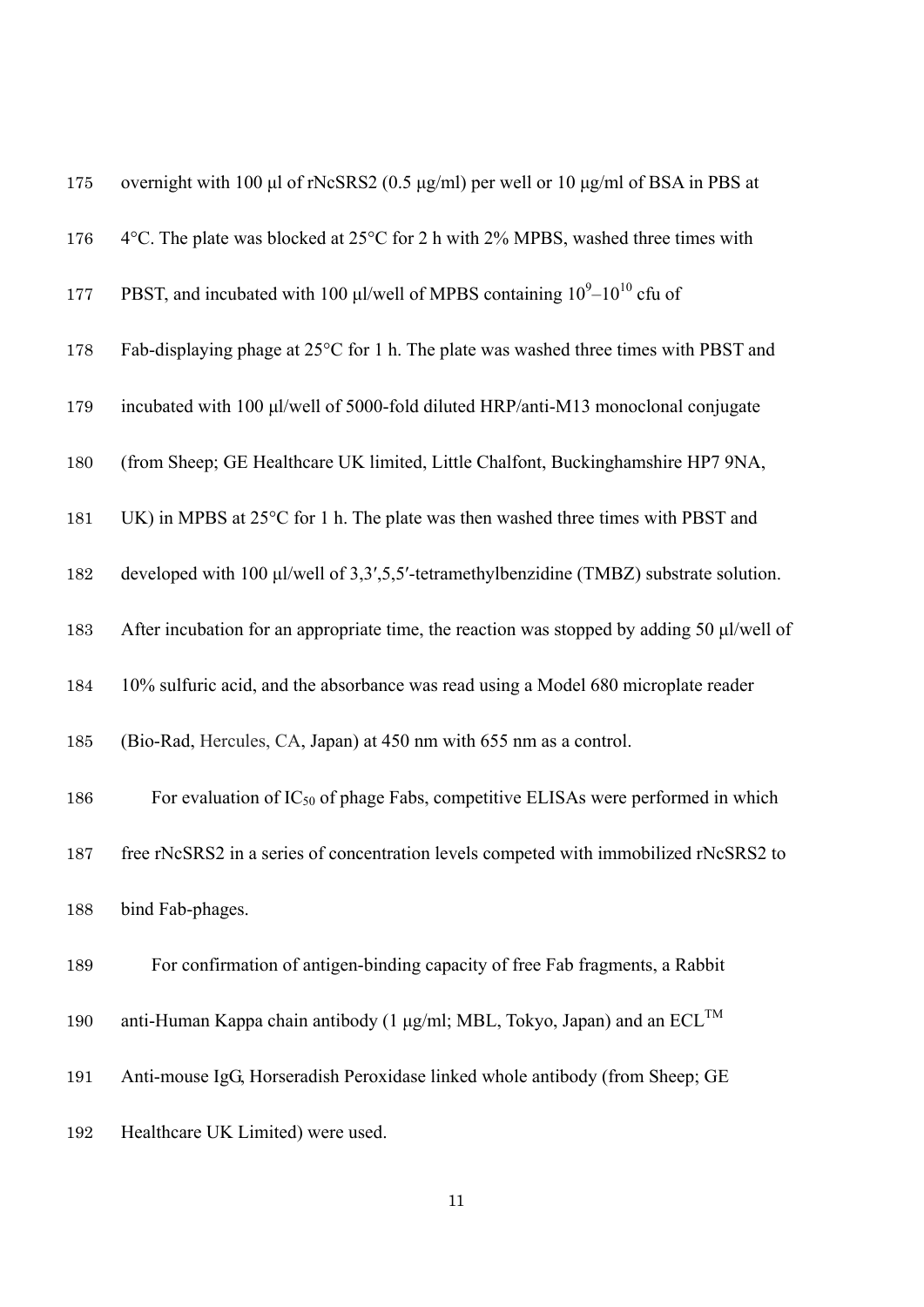overnight with 100 μl of rNcSRS2 (0.5 μg/ml) per well or 10 μg/ml of BSA in PBS at 4°C. The plate was blocked at 25°C for 2 h with 2% MPBS, washed three times with PBST, and incubated with 100 μl/well of MPBS containing $10^9$–$10^{10}$ cfu of Fab-displaying phage at 25°C for 1 h. The plate was washed three times with PBST and incubated with 100 μl/well of 5000-fold diluted HRP/anti-M13 monoclonal conjugate (from Sheep; GE Healthcare UK limited, Little Chalfont, Buckinghamshire HP7 9NA, UK) in MPBS at 25°C for 1 h. The plate was then washed three times with PBST and developed with 100 μl/well of 3,3′,5,5′-tetramethylbenzidine (TMBZ) substrate solution. After incubation for an appropriate time, the reaction was stopped by adding 50 μl/well of 10% sulfuric acid, and the absorbance was read using a Model 680 microplate reader (Bio-Rad, Hercules, CA, Japan) at 450 nm with 655 nm as a control.

For evaluation of $IC_{50}$ of phage Fabs, competitive ELISAs were performed in which free rNcSRS2 in a series of concentration levels competed with immobilized rNcSRS2 to bind Fab-phages.

For confirmation of antigen-binding capacity of free Fab fragments, a Rabbit anti-Human Kappa chain antibody (1 μg/ml; MBL, Tokyo, Japan) and an ECL™ Anti-mouse IgG, Horseradish Peroxidase linked whole antibody (from Sheep; GE Healthcare UK Limited) were used.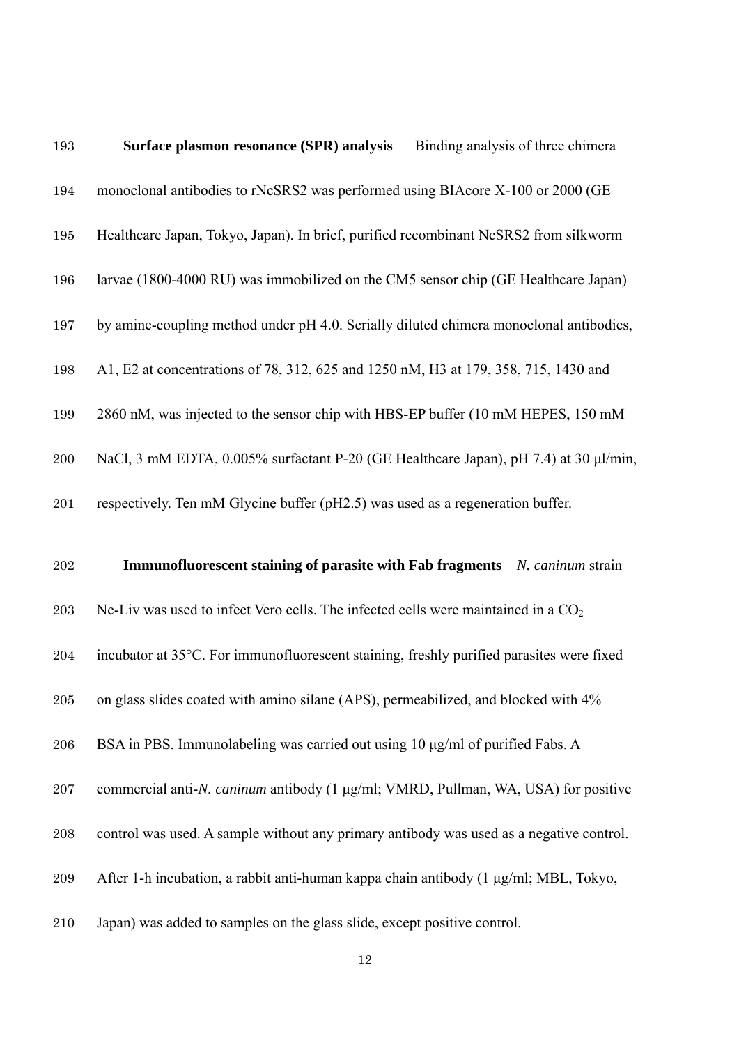**Surface plasmon resonance (SPR) analysis** Binding analysis of three chimera monoclonal antibodies to rNcSRS2 was performed using BIAcore X-100 or 2000 (GE Healthcare Japan, Tokyo, Japan). In brief, purified recombinant NcSRS2 from silkworm larvae (1800-4000 RU) was immobilized on the CM5 sensor chip (GE Healthcare Japan) by amine-coupling method under pH 4.0. Serially diluted chimera monoclonal antibodies, A1, E2 at concentrations of 78, 312, 625 and 1250 nM, H3 at 179, 358, 715, 1430 and 2860 nM, was injected to the sensor chip with HBS-EP buffer (10 mM HEPES, 150 mM NaCl, 3 mM EDTA, 0.005% surfactant P-20 (GE Healthcare Japan), pH 7.4) at 30 µl/min, respectively. Ten mM Glycine buffer (pH2.5) was used as a regeneration buffer.

**Immunofluorescent staining of parasite with Fab fragments** *N. caninum* strain Nc-Liv was used to infect Vero cells. The infected cells were maintained in a $CO_2$ incubator at 35°C. For immunofluorescent staining, freshly purified parasites were fixed on glass slides coated with amino silane (APS), permeabilized, and blocked with 4% BSA in PBS. Immunolabeling was carried out using 10 µg/ml of purified Fabs. A commercial anti-*N. caninum* antibody (1 µg/ml; VMRD, Pullman, WA, USA) for positive control was used. A sample without any primary antibody was used as a negative control. After 1-h incubation, a rabbit anti-human kappa chain antibody (1 µg/ml; MBL, Tokyo, Japan) was added to samples on the glass slide, except positive control.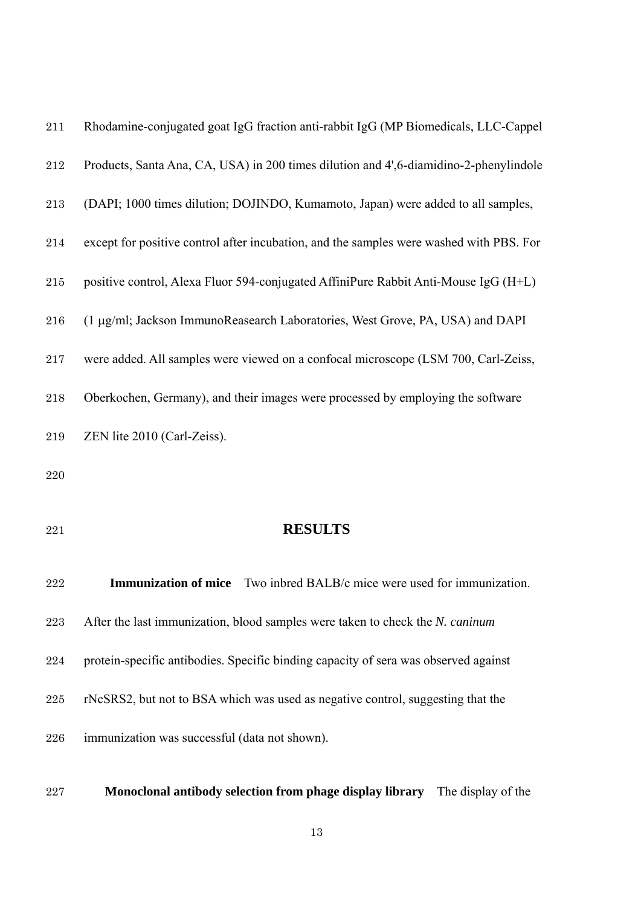Rhodamine-conjugated goat IgG fraction anti-rabbit IgG (MP Biomedicals, LLC-Cappel Products, Santa Ana, CA, USA) in 200 times dilution and 4',6-diamidino-2-phenylindole (DAPI; 1000 times dilution; DOJINDO, Kumamoto, Japan) were added to all samples, except for positive control after incubation, and the samples were washed with PBS. For positive control, Alexa Fluor 594-conjugated AffiniPure Rabbit Anti-Mouse IgG (H+L) (1 μg/ml; Jackson ImmunoReasearch Laboratories, West Grove, PA, USA) and DAPI were added. All samples were viewed on a confocal microscope (LSM 700, Carl-Zeiss, Oberkochen, Germany), and their images were processed by employing the software ZEN lite 2010 (Carl-Zeiss).

## RESULTS

**Immunization of mice** Two inbred BALB/c mice were used for immunization. After the last immunization, blood samples were taken to check the *N. caninum* protein-specific antibodies. Specific binding capacity of sera was observed against rNcSRS2, but not to BSA which was used as negative control, suggesting that the immunization was successful (data not shown).

**Monoclonal antibody selection from phage display library** The display of the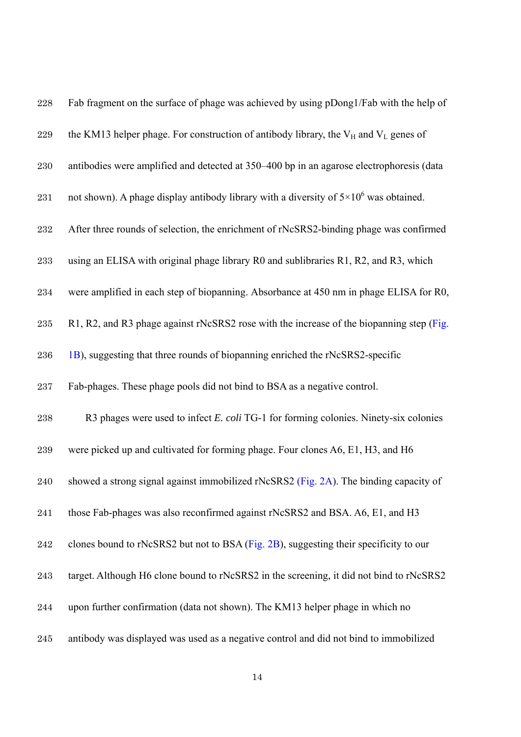Fab fragment on the surface of phage was achieved by using pDong1/Fab with the help of the KM13 helper phage. For construction of antibody library, the $V_H$ and $V_L$ genes of antibodies were amplified and detected at 350–400 bp in an agarose electrophoresis (data not shown). A phage display antibody library with a diversity of $5\times10^6$ was obtained. After three rounds of selection, the enrichment of rNcSRS2-binding phage was confirmed using an ELISA with original phage library R0 and sublibraries R1, R2, and R3, which were amplified in each step of biopanning. Absorbance at 450 nm in phage ELISA for R0, R1, R2, and R3 phage against rNcSRS2 rose with the increase of the biopanning step (Fig. 1B), suggesting that three rounds of biopanning enriched the rNcSRS2-specific Fab-phages. These phage pools did not bind to BSA as a negative control.

R3 phages were used to infect *E. coli* TG-1 for forming colonies. Ninety-six colonies were picked up and cultivated for forming phage. Four clones A6, E1, H3, and H6 showed a strong signal against immobilized rNcSRS2 (Fig. 2A). The binding capacity of those Fab-phages was also reconfirmed against rNcSRS2 and BSA. A6, E1, and H3 clones bound to rNcSRS2 but not to BSA (Fig. 2B), suggesting their specificity to our target. Although H6 clone bound to rNcSRS2 in the screening, it did not bind to rNcSRS2 upon further confirmation (data not shown). The KM13 helper phage in which no antibody was displayed was used as a negative control and did not bind to immobilized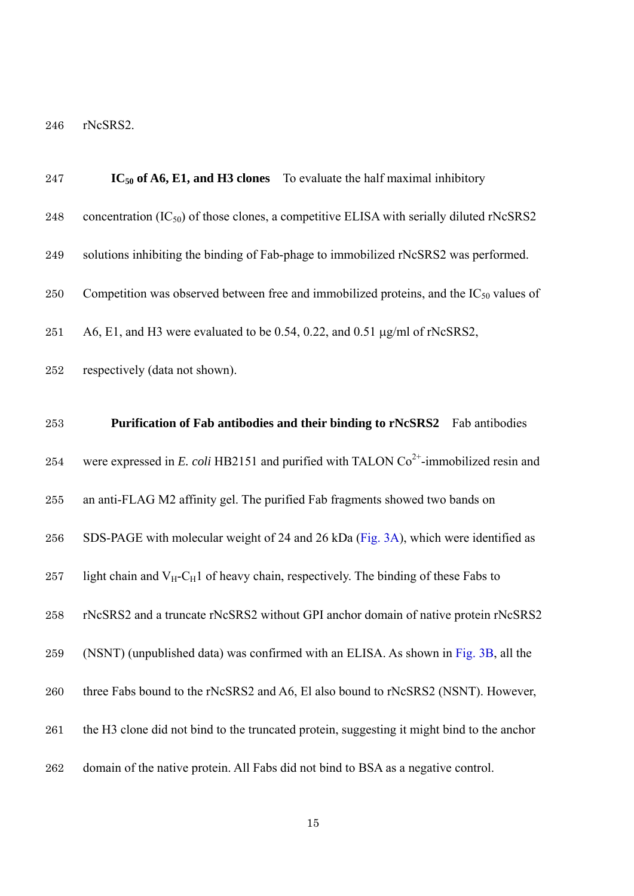rNcSRS2.

**$IC_{50}$ of A6, E1, and H3 clones** To evaluate the half maximal inhibitory concentration ($IC_{50}$) of those clones, a competitive ELISA with serially diluted rNcSRS2 solutions inhibiting the binding of Fab-phage to immobilized rNcSRS2 was performed. Competition was observed between free and immobilized proteins, and the $IC_{50}$ values of A6, E1, and H3 were evaluated to be 0.54, 0.22, and 0.51 μg/ml of rNcSRS2, respectively (data not shown).

**Purification of Fab antibodies and their binding to rNcSRS2** Fab antibodies were expressed in *E. coli* HB2151 and purified with TALON $Co^{2+}$-immobilized resin and an anti-FLAG M2 affinity gel. The purified Fab fragments showed two bands on SDS-PAGE with molecular weight of 24 and 26 kDa (Fig. 3A), which were identified as light chain and $V_H$-$C_H1$ of heavy chain, respectively. The binding of these Fabs to rNcSRS2 and a truncate rNcSRS2 without GPI anchor domain of native protein rNcSRS2 (NSNT) (unpublished data) was confirmed with an ELISA. As shown in Fig. 3B, all the three Fabs bound to the rNcSRS2 and A6, El also bound to rNcSRS2 (NSNT). However, the H3 clone did not bind to the truncated protein, suggesting it might bind to the anchor domain of the native protein. All Fabs did not bind to BSA as a negative control.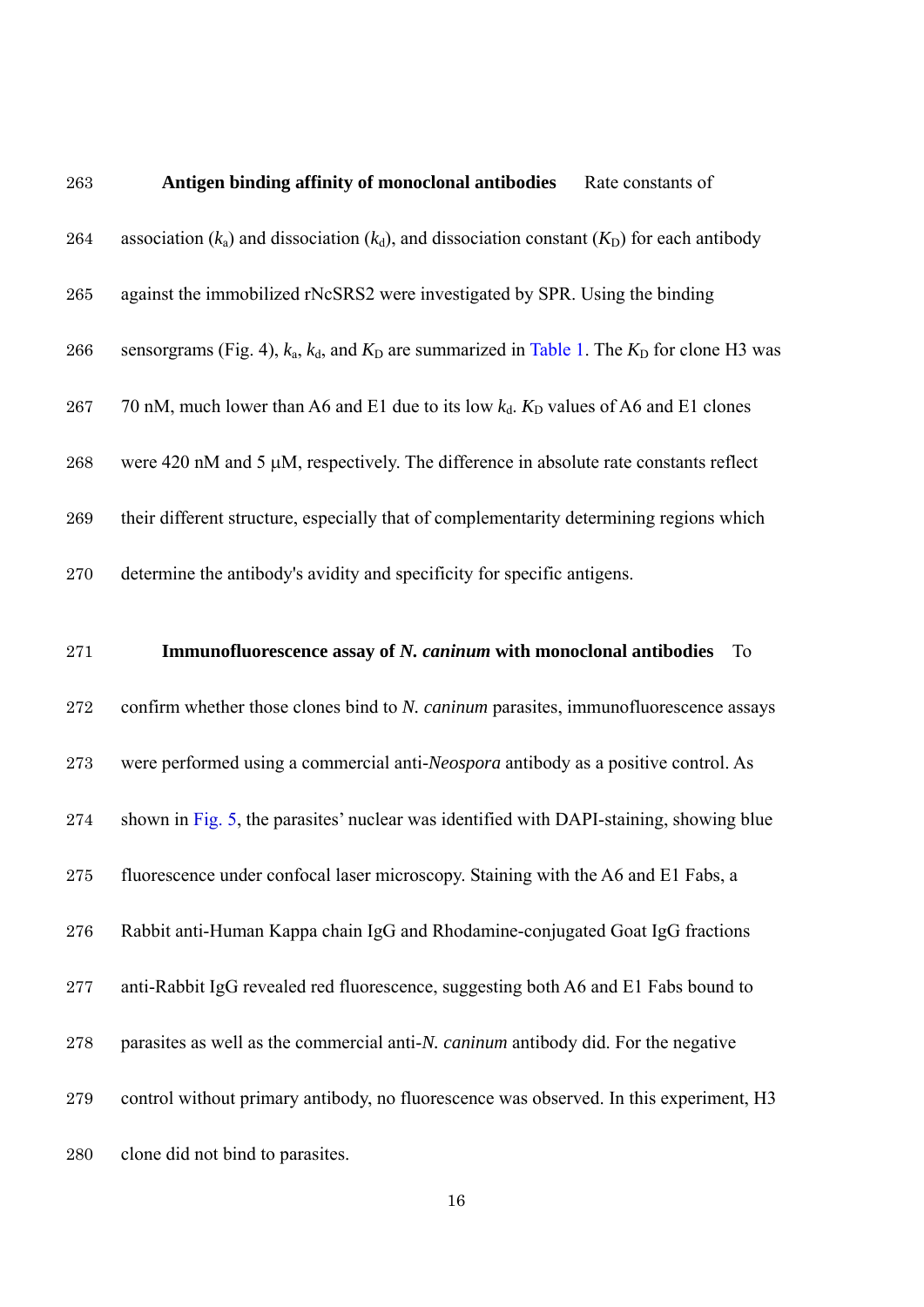**Antigen binding affinity of monoclonal antibodies** Rate constants of association ($k_a$) and dissociation ($k_d$), and dissociation constant ($K_D$) for each antibody against the immobilized rNcSRS2 were investigated by SPR. Using the binding sensorgrams (Fig. 4), $k_a$, $k_d$, and $K_D$ are summarized in Table 1. The $K_D$ for clone H3 was 70 nM, much lower than A6 and E1 due to its low $k_d$. $K_D$ values of A6 and E1 clones were 420 nM and 5 μM, respectively. The difference in absolute rate constants reflect their different structure, especially that of complementarity determining regions which determine the antibody's avidity and specificity for specific antigens.

**Immunofluorescence assay of *N. caninum* with monoclonal antibodies** To confirm whether those clones bind to *N. caninum* parasites, immunofluorescence assays were performed using a commercial anti-*Neospora* antibody as a positive control. As shown in Fig. 5, the parasites' nuclear was identified with DAPI-staining, showing blue fluorescence under confocal laser microscopy. Staining with the A6 and E1 Fabs, a Rabbit anti-Human Kappa chain IgG and Rhodamine-conjugated Goat IgG fractions anti-Rabbit IgG revealed red fluorescence, suggesting both A6 and E1 Fabs bound to parasites as well as the commercial anti-*N. caninum* antibody did. For the negative control without primary antibody, no fluorescence was observed. In this experiment, H3 clone did not bind to parasites.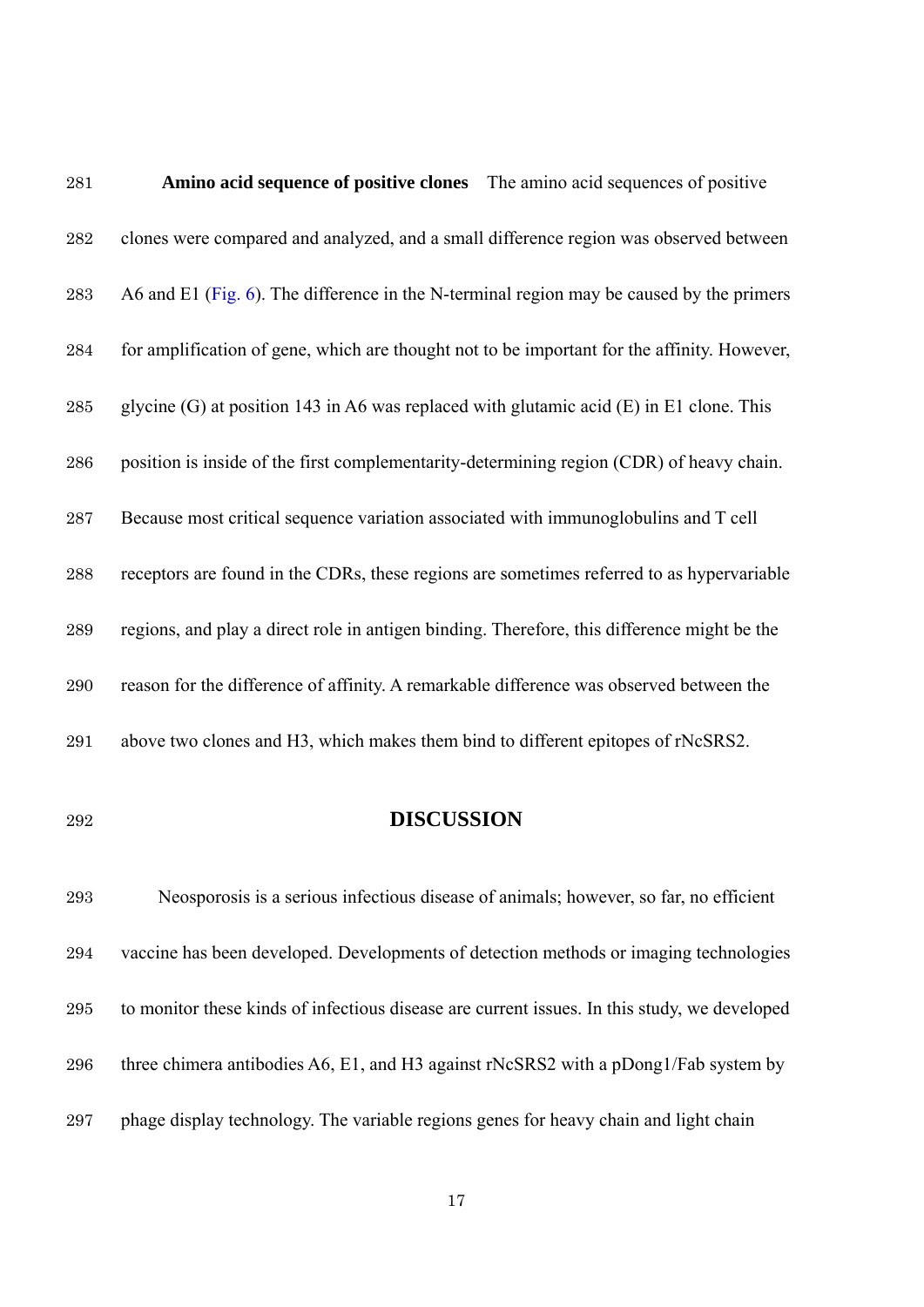**Amino acid sequence of positive clones** The amino acid sequences of positive clones were compared and analyzed, and a small difference region was observed between A6 and E1 (Fig. 6). The difference in the N-terminal region may be caused by the primers for amplification of gene, which are thought not to be important for the affinity. However, glycine (G) at position 143 in A6 was replaced with glutamic acid (E) in E1 clone. This position is inside of the first complementarity-determining region (CDR) of heavy chain. Because most critical sequence variation associated with immunoglobulins and T cell receptors are found in the CDRs, these regions are sometimes referred to as hypervariable regions, and play a direct role in antigen binding. Therefore, this difference might be the reason for the difference of affinity. A remarkable difference was observed between the above two clones and H3, which makes them bind to different epitopes of rNcSRS2.

## DISCUSSION

Neosporosis is a serious infectious disease of animals; however, so far, no efficient vaccine has been developed. Developments of detection methods or imaging technologies to monitor these kinds of infectious disease are current issues. In this study, we developed three chimera antibodies A6, E1, and H3 against rNcSRS2 with a pDong1/Fab system by phage display technology. The variable regions genes for heavy chain and light chain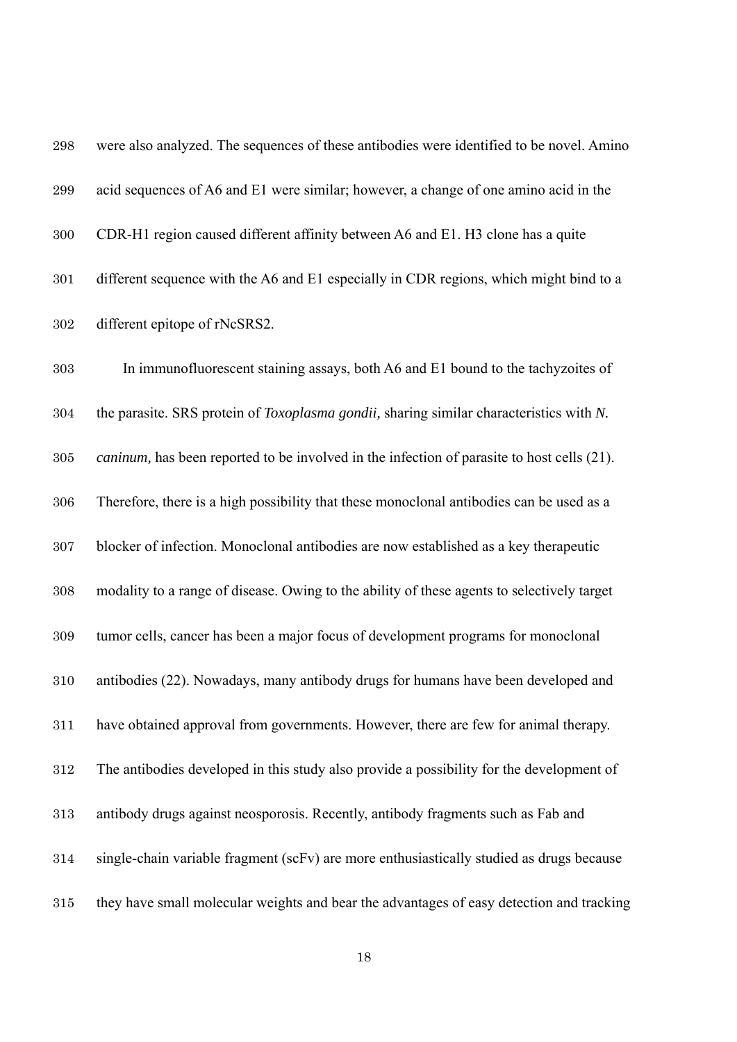were also analyzed. The sequences of these antibodies were identified to be novel. Amino acid sequences of A6 and E1 were similar; however, a change of one amino acid in the CDR-H1 region caused different affinity between A6 and E1. H3 clone has a quite different sequence with the A6 and E1 especially in CDR regions, which might bind to a different epitope of rNcSRS2.

In immunofluorescent staining assays, both A6 and E1 bound to the tachyzoites of the parasite. SRS protein of *Toxoplasma gondii,* sharing similar characteristics with *N. caninum,* has been reported to be involved in the infection of parasite to host cells (21). Therefore, there is a high possibility that these monoclonal antibodies can be used as a blocker of infection. Monoclonal antibodies are now established as a key therapeutic modality to a range of disease. Owing to the ability of these agents to selectively target tumor cells, cancer has been a major focus of development programs for monoclonal antibodies (22). Nowadays, many antibody drugs for humans have been developed and have obtained approval from governments. However, there are few for animal therapy. The antibodies developed in this study also provide a possibility for the development of antibody drugs against neosporosis. Recently, antibody fragments such as Fab and single-chain variable fragment (scFv) are more enthusiastically studied as drugs because they have small molecular weights and bear the advantages of easy detection and tracking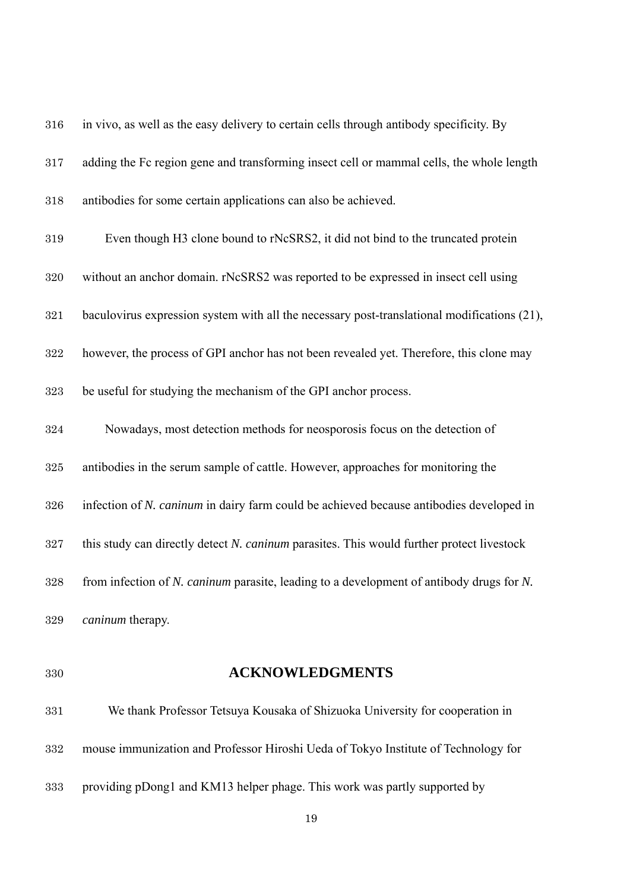in vivo, as well as the easy delivery to certain cells through antibody specificity. By adding the Fc region gene and transforming insect cell or mammal cells, the whole length antibodies for some certain applications can also be achieved.

Even though H3 clone bound to rNcSRS2, it did not bind to the truncated protein without an anchor domain. rNcSRS2 was reported to be expressed in insect cell using baculovirus expression system with all the necessary post-translational modifications (21), however, the process of GPI anchor has not been revealed yet. Therefore, this clone may be useful for studying the mechanism of the GPI anchor process.

Nowadays, most detection methods for neosporosis focus on the detection of antibodies in the serum sample of cattle. However, approaches for monitoring the infection of *N. caninum* in dairy farm could be achieved because antibodies developed in this study can directly detect *N. caninum* parasites. This would further protect livestock from infection of *N. caninum* parasite, leading to a development of antibody drugs for *N. caninum* therapy.

## ACKNOWLEDGMENTS

We thank Professor Tetsuya Kousaka of Shizuoka University for cooperation in mouse immunization and Professor Hiroshi Ueda of Tokyo Institute of Technology for providing pDong1 and KM13 helper phage. This work was partly supported by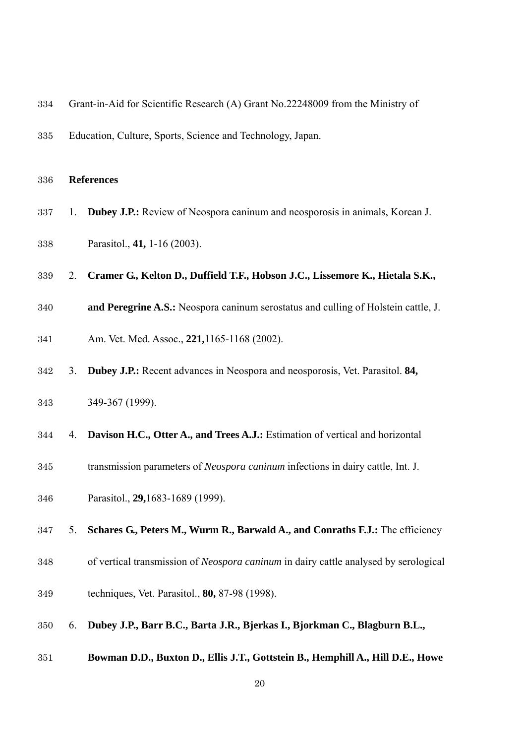Grant-in-Aid for Scientific Research (A) Grant No.22248009 from the Ministry of Education, Culture, Sports, Science and Technology, Japan.

## References

1. **Dubey J.P.:** Review of Neospora caninum and neosporosis in animals, Korean J. Parasitol., **41,** 1-16 (2003).
2. **Cramer G., Kelton D., Duffield T.F., Hobson J.C., Lissemore K., Hietala S.K., and Peregrine A.S.:** Neospora caninum serostatus and culling of Holstein cattle, J. Am. Vet. Med. Assoc., **221,**1165-1168 (2002).
3. **Dubey J.P.:** Recent advances in Neospora and neosporosis, Vet. Parasitol. **84,** 349-367 (1999).
4. **Davison H.C., Otter A., and Trees A.J.:** Estimation of vertical and horizontal transmission parameters of *Neospora caninum* infections in dairy cattle, Int. J. Parasitol., **29,**1683-1689 (1999).
5. **Schares G., Peters M., Wurm R., Barwald A., and Conraths F.J.:** The efficiency of vertical transmission of *Neospora caninum* in dairy cattle analysed by serological techniques, Vet. Parasitol., **80,** 87-98 (1998).
6. **Dubey J.P., Barr B.C., Barta J.R., Bjerkas I., Bjorkman C., Blagburn B.L., Bowman D.D., Buxton D., Ellis J.T., Gottstein B., Hemphill A., Hill D.E., Howe**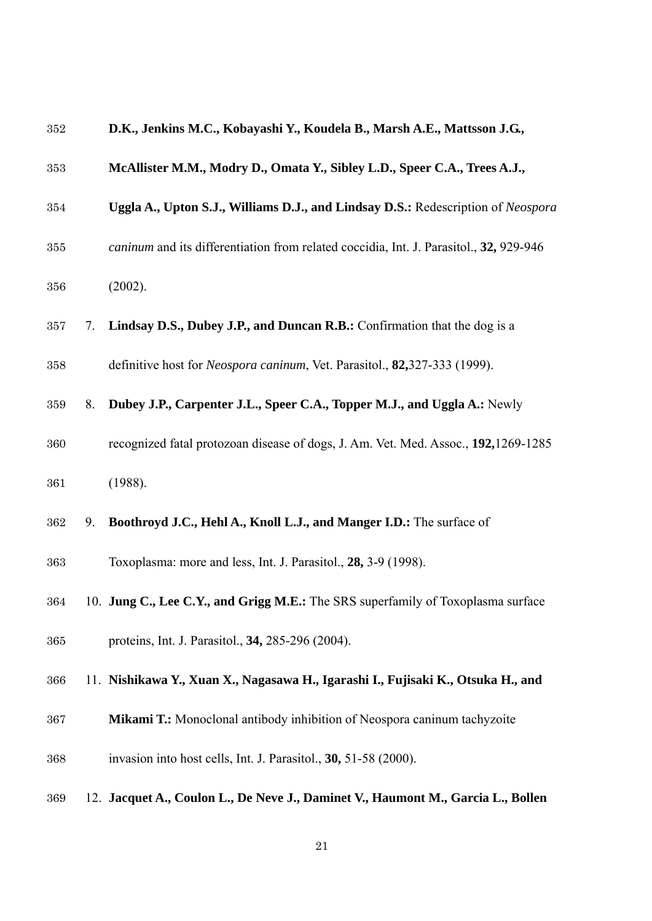**D.K., Jenkins M.C., Kobayashi Y., Koudela B., Marsh A.E., Mattsson J.G., McAllister M.M., Modry D., Omata Y., Sibley L.D., Speer C.A., Trees A.J., Uggla A., Upton S.J., Williams D.J., and Lindsay D.S.:** Redescription of *Neospora caninum* and its differentiation from related coccidia, Int. J. Parasitol., **32,** 929-946 (2002).

7. **Lindsay D.S., Dubey J.P., and Duncan R.B.:** Confirmation that the dog is a definitive host for *Neospora caninum*, Vet. Parasitol., **82,**327-333 (1999).
8. **Dubey J.P., Carpenter J.L., Speer C.A., Topper M.J., and Uggla A.:** Newly recognized fatal protozoan disease of dogs, J. Am. Vet. Med. Assoc., **192,**1269-1285 (1988).
9. **Boothroyd J.C., Hehl A., Knoll L.J., and Manger I.D.:** The surface of Toxoplasma: more and less, Int. J. Parasitol., **28,** 3-9 (1998).
10. **Jung C., Lee C.Y., and Grigg M.E.:** The SRS superfamily of Toxoplasma surface proteins, Int. J. Parasitol., **34,** 285-296 (2004).
11. **Nishikawa Y., Xuan X., Nagasawa H., Igarashi I., Fujisaki K., Otsuka H., and Mikami T.:** Monoclonal antibody inhibition of Neospora caninum tachyzoite invasion into host cells, Int. J. Parasitol., **30,** 51-58 (2000).
12. **Jacquet A., Coulon L., De Neve J., Daminet V., Haumont M., Garcia L., Bollen**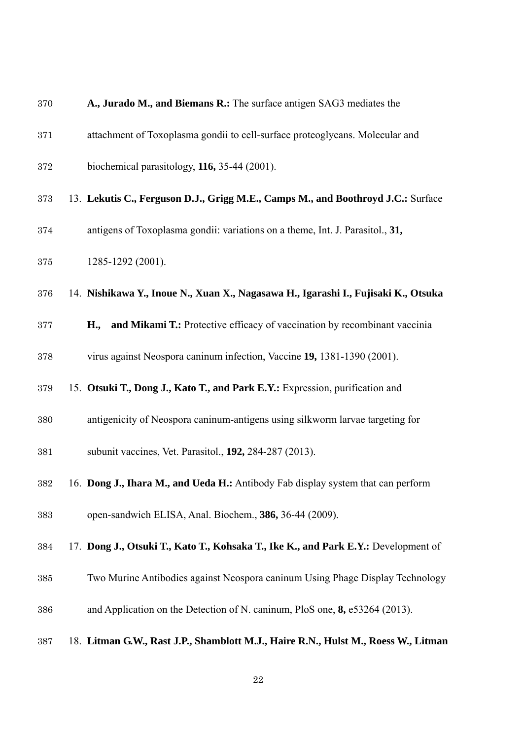**A., Jurado M., and Biemans R.:** The surface antigen SAG3 mediates the attachment of Toxoplasma gondii to cell-surface proteoglycans. Molecular and biochemical parasitology, **116,** 35-44 (2001).

13. **Lekutis C., Ferguson D.J., Grigg M.E., Camps M., and Boothroyd J.C.:** Surface antigens of Toxoplasma gondii: variations on a theme, Int. J. Parasitol., **31,** 1285-1292 (2001).
14. **Nishikawa Y., Inoue N., Xuan X., Nagasawa H., Igarashi I., Fujisaki K., Otsuka H., and Mikami T.:** Protective efficacy of vaccination by recombinant vaccinia virus against Neospora caninum infection, Vaccine **19,** 1381-1390 (2001).
15. **Otsuki T., Dong J., Kato T., and Park E.Y.:** Expression, purification and antigenicity of Neospora caninum-antigens using silkworm larvae targeting for subunit vaccines, Vet. Parasitol., **192,** 284-287 (2013).
16. **Dong J., Ihara M., and Ueda H.:** Antibody Fab display system that can perform open-sandwich ELISA, Anal. Biochem., **386,** 36-44 (2009).
17. **Dong J., Otsuki T., Kato T., Kohsaka T., Ike K., and Park E.Y.:** Development of Two Murine Antibodies against Neospora caninum Using Phage Display Technology and Application on the Detection of N. caninum, PloS one, **8,** e53264 (2013).
18. **Litman G.W., Rast J.P., Shamblott M.J., Haire R.N., Hulst M., Roess W., Litman**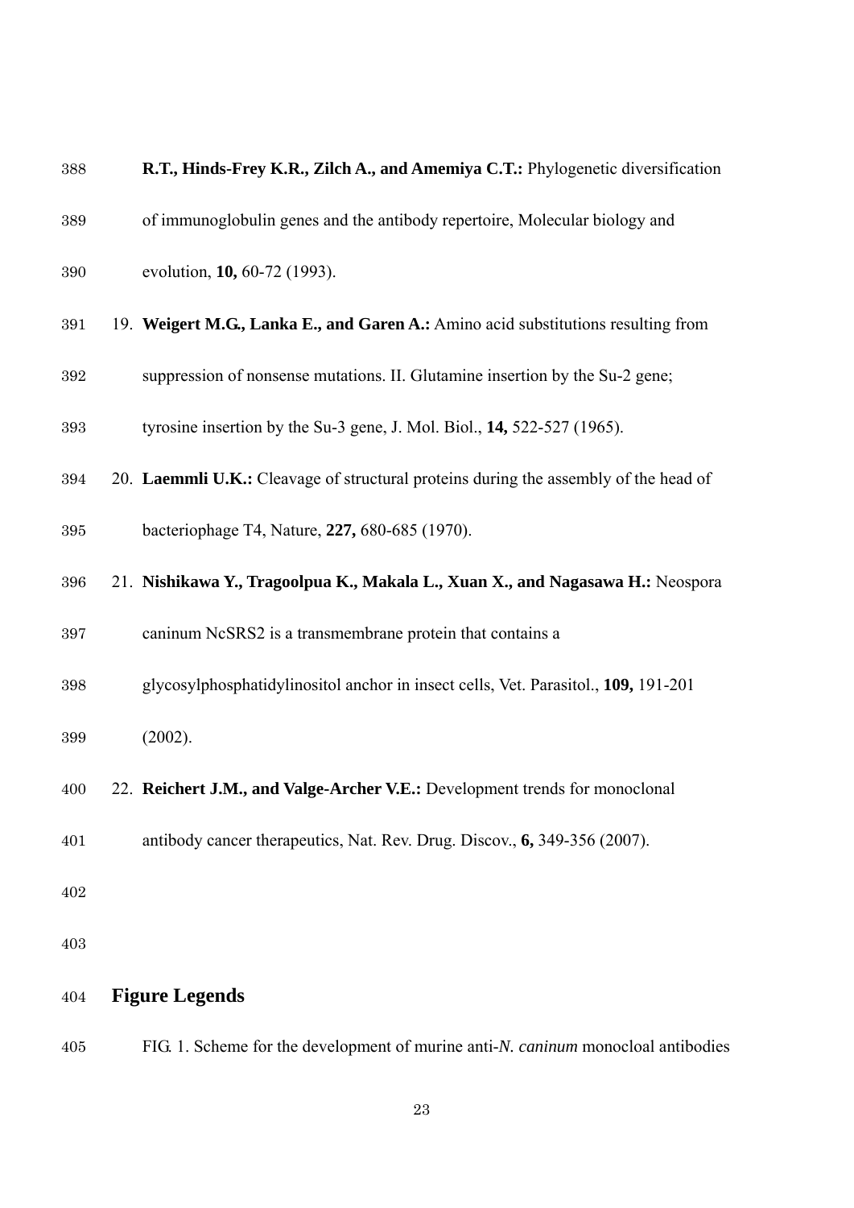**R.T., Hinds-Frey K.R., Zilch A., and Amemiya C.T.:** Phylogenetic diversification of immunoglobulin genes and the antibody repertoire, Molecular biology and evolution, **10,** 60-72 (1993).

19. **Weigert M.G., Lanka E., and Garen A.:** Amino acid substitutions resulting from suppression of nonsense mutations. II. Glutamine insertion by the Su-2 gene; tyrosine insertion by the Su-3 gene, J. Mol. Biol., **14,** 522-527 (1965).
20. **Laemmli U.K.:** Cleavage of structural proteins during the assembly of the head of bacteriophage T4, Nature, **227,** 680-685 (1970).
21. **Nishikawa Y., Tragoolpua K., Makala L., Xuan X., and Nagasawa H.:** Neospora caninum NcSRS2 is a transmembrane protein that contains a glycosylphosphatidylinositol anchor in insect cells, Vet. Parasitol., **109,** 191-201 (2002).
22. **Reichert J.M., and Valge-Archer V.E.:** Development trends for monoclonal antibody cancer therapeutics, Nat. Rev. Drug. Discov., **6,** 349-356 (2007).

## Figure Legends

FIG. 1. Scheme for the development of murine anti-*N. caninum* monocloal antibodies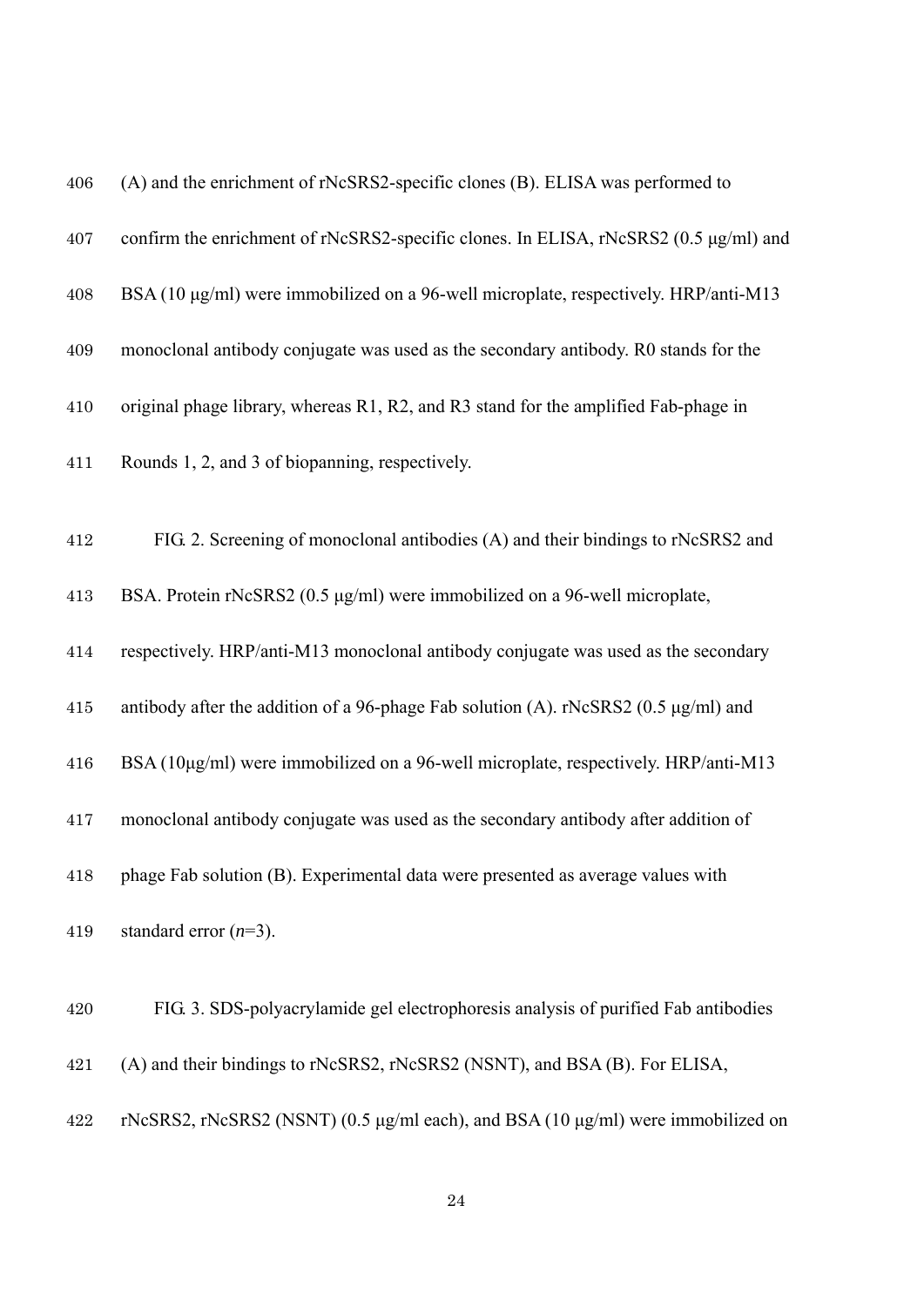(A) and the enrichment of rNcSRS2-specific clones (B). ELISA was performed to confirm the enrichment of rNcSRS2-specific clones. In ELISA, rNcSRS2 (0.5 μg/ml) and BSA (10 μg/ml) were immobilized on a 96-well microplate, respectively. HRP/anti-M13 monoclonal antibody conjugate was used as the secondary antibody. R0 stands for the original phage library, whereas R1, R2, and R3 stand for the amplified Fab-phage in Rounds 1, 2, and 3 of biopanning, respectively.

FIG. 2. Screening of monoclonal antibodies (A) and their bindings to rNcSRS2 and BSA. Protein rNcSRS2 (0.5 μg/ml) were immobilized on a 96-well microplate, respectively. HRP/anti-M13 monoclonal antibody conjugate was used as the secondary antibody after the addition of a 96-phage Fab solution (A). rNcSRS2 (0.5 μg/ml) and BSA (10μg/ml) were immobilized on a 96-well microplate, respectively. HRP/anti-M13 monoclonal antibody conjugate was used as the secondary antibody after addition of phage Fab solution (B). Experimental data were presented as average values with standard error ($n$=3).

FIG. 3. SDS-polyacrylamide gel electrophoresis analysis of purified Fab antibodies (A) and their bindings to rNcSRS2, rNcSRS2 (NSNT), and BSA (B). For ELISA, rNcSRS2, rNcSRS2 (NSNT) (0.5 μg/ml each), and BSA (10 μg/ml) were immobilized on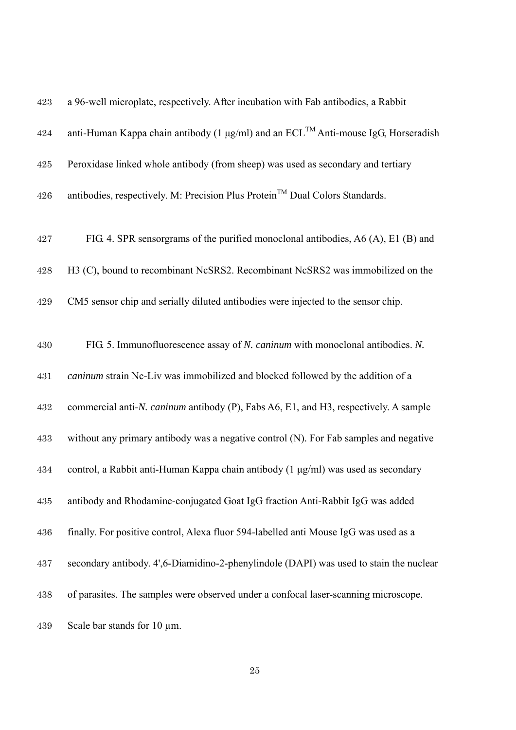a 96-well microplate, respectively. After incubation with Fab antibodies, a Rabbit anti-Human Kappa chain antibody (1 μg/ml) and an ECL$^{TM}$ Anti-mouse IgG, Horseradish Peroxidase linked whole antibody (from sheep) was used as secondary and tertiary antibodies, respectively. M: Precision Plus Protein$^{TM}$ Dual Colors Standards.

FIG. 4. SPR sensorgrams of the purified monoclonal antibodies, A6 (A), E1 (B) and H3 (C), bound to recombinant NcSRS2. Recombinant NcSRS2 was immobilized on the CM5 sensor chip and serially diluted antibodies were injected to the sensor chip.

FIG. 5. Immunofluorescence assay of *N. caninum* with monoclonal antibodies. *N. caninum* strain Nc-Liv was immobilized and blocked followed by the addition of a commercial anti-*N. caninum* antibody (P), Fabs A6, E1, and H3, respectively. A sample without any primary antibody was a negative control (N). For Fab samples and negative control, a Rabbit anti-Human Kappa chain antibody (1 μg/ml) was used as secondary antibody and Rhodamine-conjugated Goat IgG fraction Anti-Rabbit IgG was added finally. For positive control, Alexa fluor 594-labelled anti Mouse IgG was used as a secondary antibody. 4',6-Diamidino-2-phenylindole (DAPI) was used to stain the nuclear of parasites. The samples were observed under a confocal laser-scanning microscope. Scale bar stands for 10 μm.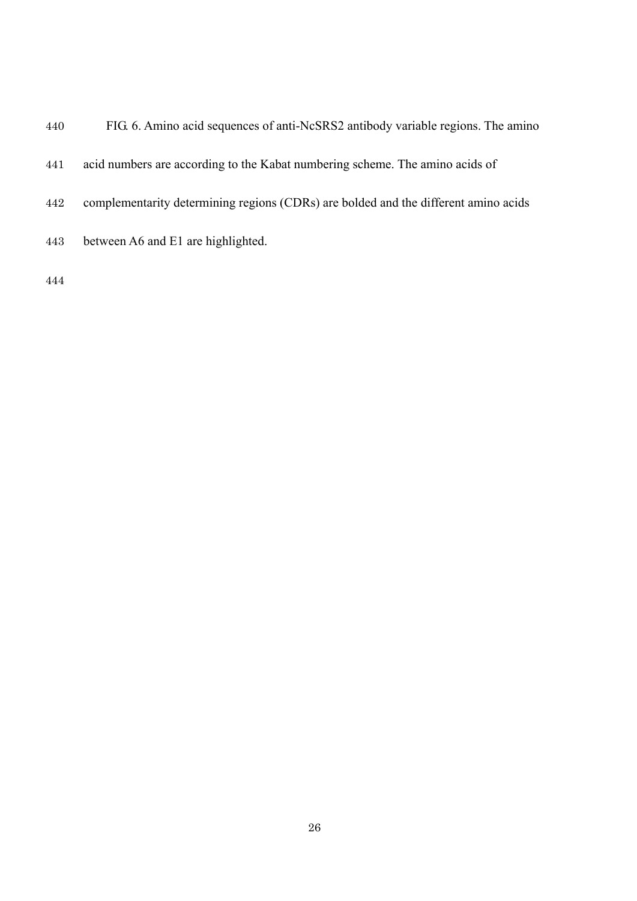FIG. 6. Amino acid sequences of anti-NcSRS2 antibody variable regions. The amino acid numbers are according to the Kabat numbering scheme. The amino acids of complementarity determining regions (CDRs) are bolded and the different amino acids between A6 and E1 are highlighted.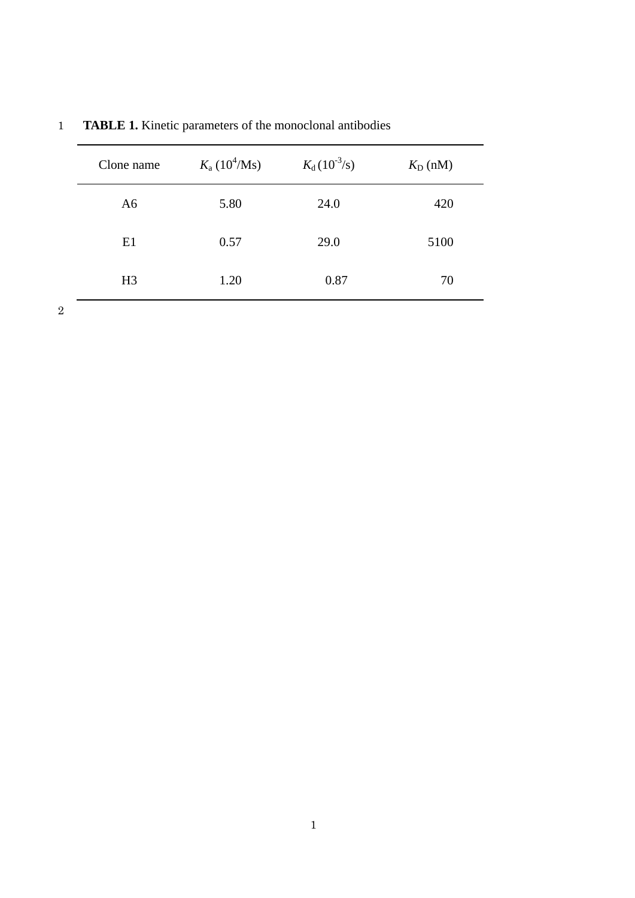**TABLE 1.** Kinetic parameters of the monoclonal antibodies

| Clone name | $K_a$ ($10^4$/Ms) | $K_d$ ($10^{-3}$/s) | $K_D$ (nM) |
|---|---|---|---|
| A6 | 5.80 | 24.0 | 420 |
| E1 | 0.57 | 29.0 | 5100 |
| H3 | 1.20 | 0.87 | 70 |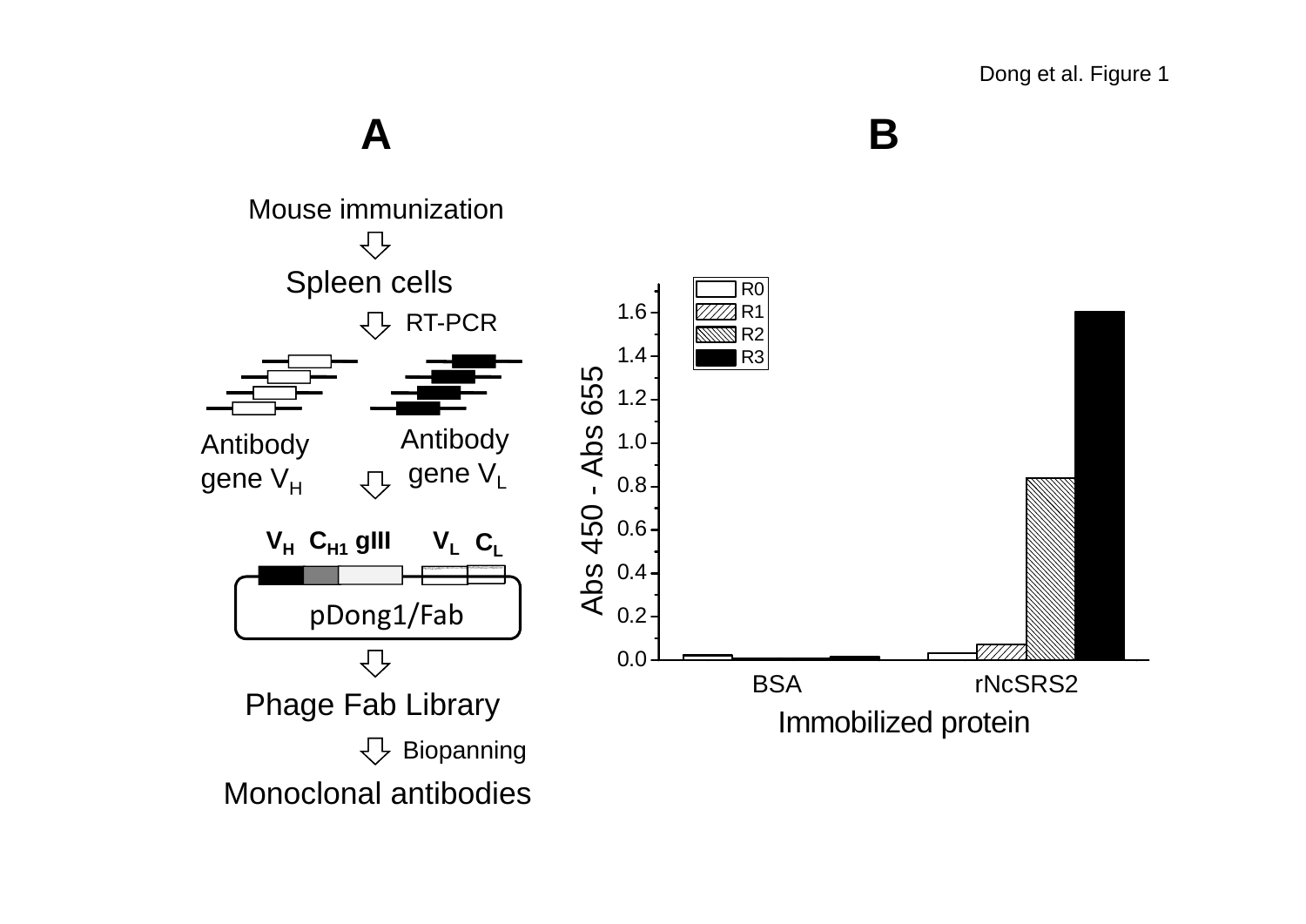Dong et al. Figure 1

**A**

Mouse immunization

Spleen cells

RT-PCR

Antibody gene $V_H$

Antibody gene $V_L$

$V_H$ $C_{H1}$ gIII $V_L$ $C_L$

pDong1/Fab

Phage Fab Library

Biopanning

Monoclonal antibodies

**B**

R0
R1
R2
R3

Abs 450 - Abs 655

1.6
1.4
1.2
1.0
0.8
0.6
0.4
0.2
0.0

BSA
rNcSRS2

Immobilized protein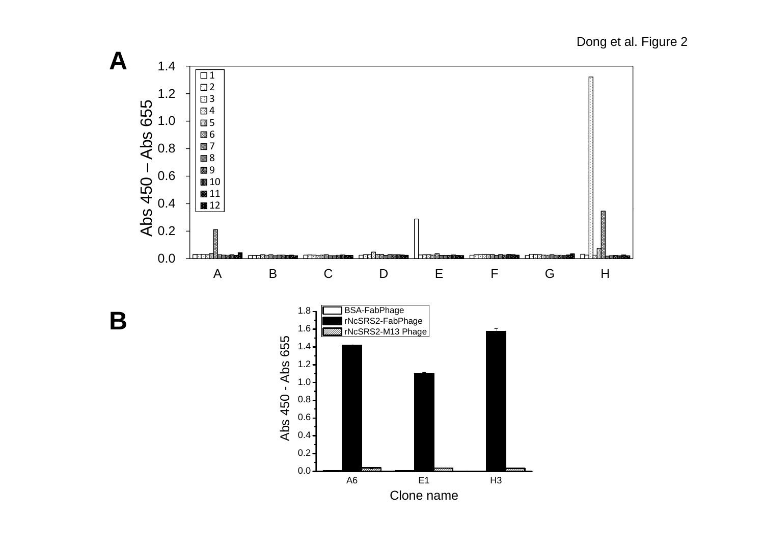Dong et al. Figure 2

**A**

Abs 450 – Abs 655

A B C D E F G H

1 2 3 4 5 6 7 8 9 10 11 12

**B**

BSA-FabPhage
rNcSRS2-FabPhage
rNcSRS2-M13 Phage

Abs 450 - Abs 655

A6 E1 H3

Clone name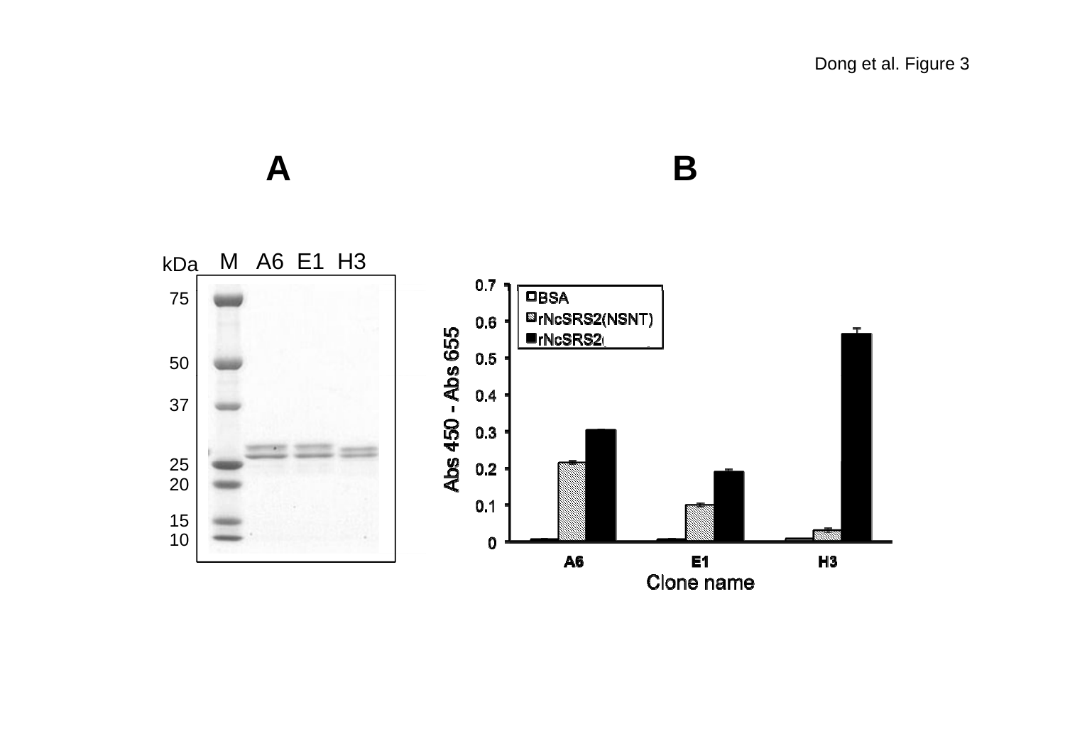Dong et al. Figure 3

**A**

**B**

kDa M A6 E1 H3

75

50

37

25

20

15

10

0.7

0.6

0.5

0.4

0.3

0.2

0.1

0

Abs 450 - Abs 655

BSA

rNcSRS2(NSNT)

rNcSRS2

A6 E1 H3

Clone name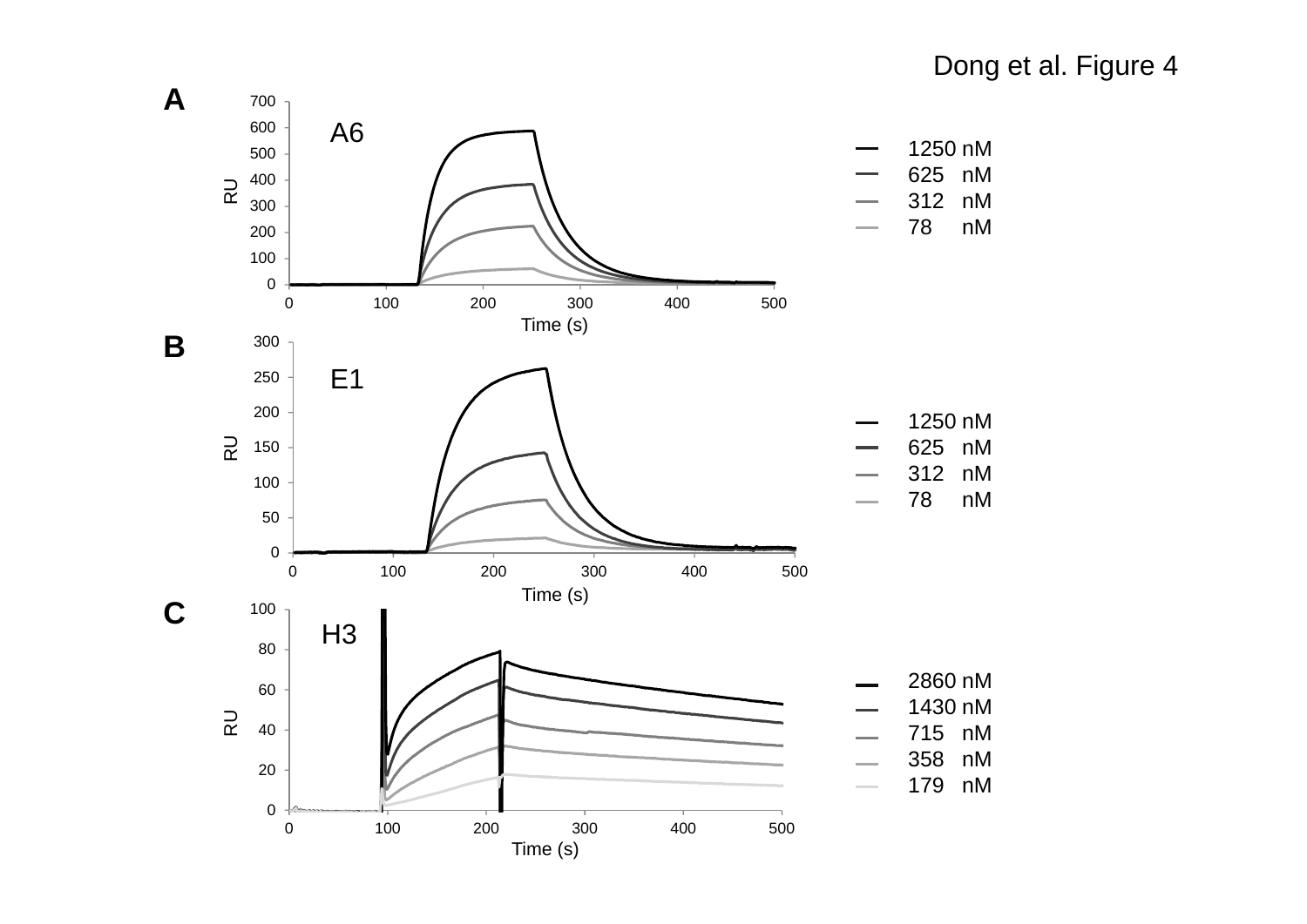Dong et al. Figure 4

**A**

A6

| Time (s) | RU |
|---|---|

- 1250 nM
- 625 nM
- 312 nM
- 78 nM

**B**

E1

- 1250 nM
- 625 nM
- 312 nM
- 78 nM

**C**

H3

- 2860 nM
- 1430 nM
- 715 nM
- 358 nM
- 179 nM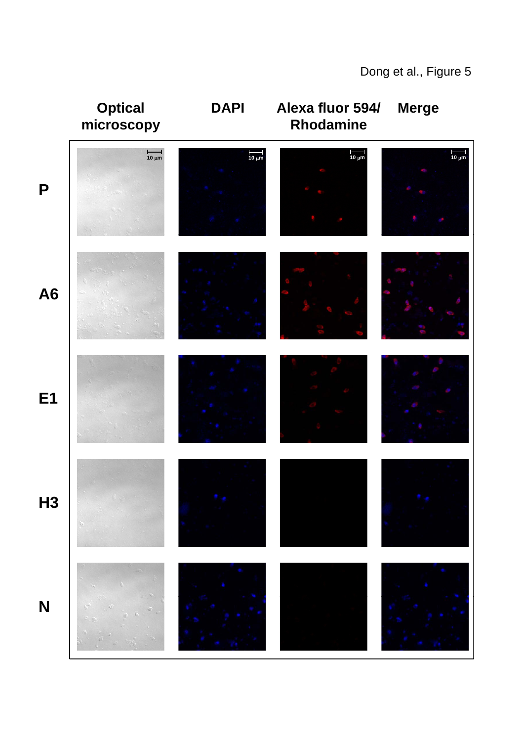Dong et al., Figure 5

| | Optical microscopy | DAPI | Alexa fluor 594/ Rhodamine | Merge |
|---|---|---|---|---|
| P | 10 μm | 10 μm | 10 μm | 10 μm |
| A6 | | | | |
| E1 | | | | |
| H3 | | | | |
| N | | | | |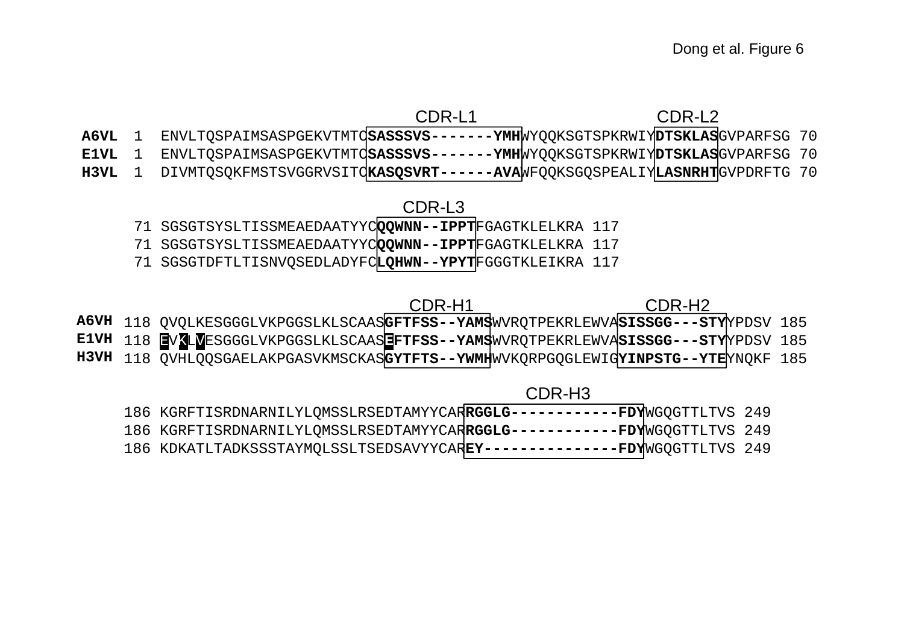Dong et al. Figure 6

```
                                         CDR-L1                         CDR-L2
A6VL  1  ENVLTQSPAIMSASPGEKVTMTCSASSSVS-------YMHWYQQKSGTSPKRWIYDTSKLASGVPARFSG 70
E1VL  1  ENVLTQSPAIMSASPGEKVTMTCSASSSVS-------YMHWYQQKSGTSPKRWIYDTSKLASGVPARFSG 70
H3VL  1  DIVMTQSQKFMSTSVGGRVSITCKASQSVRT------AVAWFQQKSGQSPEALIYLASNRHTGVPDRFTG 70

                                      CDR-L3
     71 SGSGTSYSLTISSMEAEDAATYYCQQWNN--IPPTFGAGTKLELKRA 117
     71 SGSGTSYSLTISSMEAEDAATYYCQQWNN--IPPTFGAGTKLELKRA 117
     71 SGSGTDFTLTISNVQSEDLADYFCLQHWN--YPYTFGGGTKLEIKRA 117

                                          CDR-H1                      CDR-H2
A6VH 118 QVQLKESGGGLVKPGGSLKLSCAASGFTFSS--YAMSWVRQTPEKRLEWVASISSGG---STYYPDSV 185
E1VH 118 EVKLVESGGGLVKPGGSLKLSCAASEFTFSS--YAMSWVRQTPEKRLEWVASISSGG---STYYPDSV 185
H3VH 118 QVHLQQSGAELAKPGASVKMSCKASGYTFTS--YWMHWVKQRPGQGLEWIGYINPSTG--YTEYNQKF 185

                                                          CDR-H3
     186 KGRFTISRDNARNILYLQMSSLRSEDTAMYYCARRGGLG------------FDYWGQGTTLTVS 249
     186 KGRFTISRDNARNILYLQMSSLRSEDTAMYYCARRGGLG------------FDYWGQGTTLTVS 249
     186 KDKATLTADKSSSTAYMQLSSLTSEDSAVYYCAREY---------------FDYWGQGTTLTVS 249
```